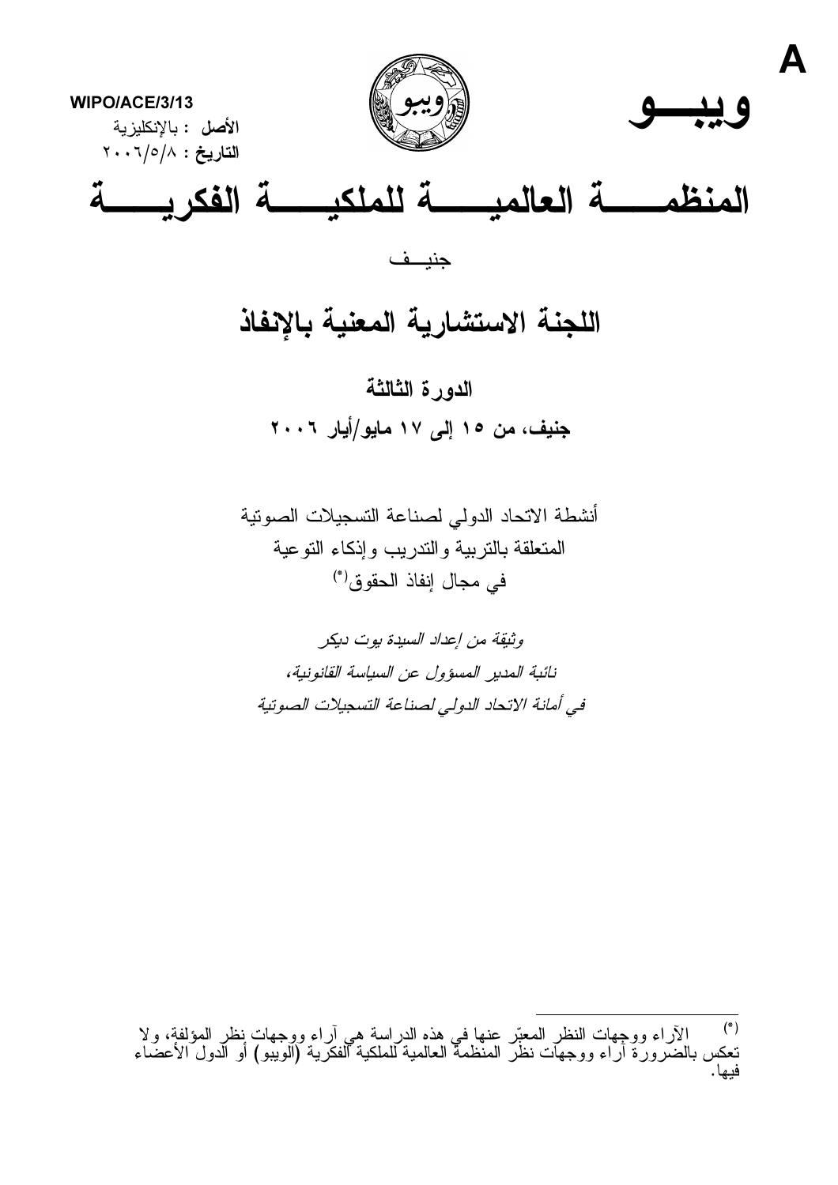A

WIPO/ACE/3/13

**الأصل :** بالإنكليزية

**التاريخ :** ٢٠٠٦/٥/٨

**ويبــو**

# المنظمـــة العالميـــة للملكيـــة الفكريـــة

جنيــف

## اللجنة الاستشارية المعنية بالإنفاذ

### الدورة الثالثة

### جنيف، من ١٥ إلى ١٧ مايو/أيار ٢٠٠٦

أنشطة الاتحاد الدولي لصناعة التسجيلات الصوتية
المتعلقة بالتربية والتدريب وإذكاء التوعية
في مجال إنفاذ الحقوق(*)

*وثيقة من إعداد السيدة يوت ديكر*
*نائبة المدير المسؤول عن السياسة القانونية،*
*في أمانة الاتحاد الدولي لصناعة التسجيلات الصوتية*

---

(*) الآراء ووجهات النظر المعبّر عنها في هذه الدراسة هي آراء ووجهات نظر المؤلفة، ولا تعكس بالضرورة آراء ووجهات نظر المنظمة العالمية للملكية الفكرية (الويبو) أو الدول الأعضاء فيها.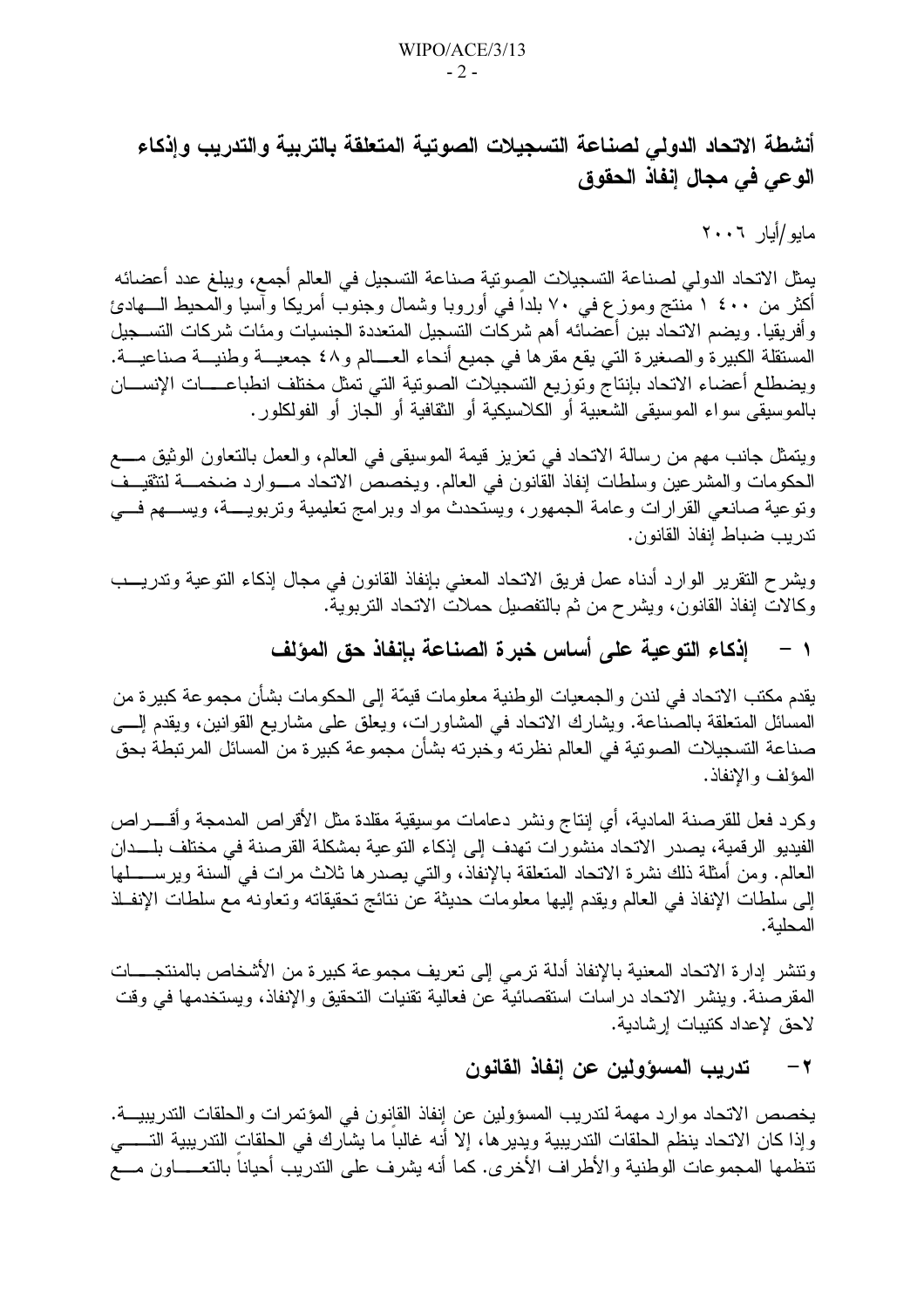## أنشطة الاتحاد الدولي لصناعة التسجيلات الصوتية المتعلقة بالتربية والتدريب وإذكاء الوعي في مجال إنفاذ الحقوق

مايو/أيار ٢٠٠٦

يمثل الاتحاد الدولي لصناعة التسجيلات الصوتية صناعة التسجيل في العالم أجمع، ويبلغ عدد أعضائه أكثر من ١ ٤٠٠ منتج وموزع في ٧٠ بلداً في أوروبا وشمال وجنوب أمريكا وآسيا والمحيط الهادئ وأفريقيا. ويضم الاتحاد بين أعضائه أهم شركات التسجيل المتعددة الجنسيات ومئات شركات التسجيل المستقلة الكبيرة والصغيرة التي يقع مقرها في جميع أنحاء العالم و٤٨ جمعية وطنية صناعية. ويضطلع أعضاء الاتحاد بإنتاج وتوزيع التسجيلات الصوتية التي تمثل مختلف انطباعات الإنسان بالموسيقى سواء الموسيقى الشعبية أو الكلاسيكية أو الثقافية أو الجاز أو الفولكلور.

ويتمثل جانب مهم من رسالة الاتحاد في تعزيز قيمة الموسيقى في العالم، والعمل بالتعاون الوثيق مع الحكومات والمشرعين وسلطات إنفاذ القانون في العالم. ويخصص الاتحاد موارد ضخمة لتثقيف وتوعية صانعي القرارات وعامة الجمهور، ويستحدث مواد وبرامج تعليمية وتربوية، ويسهم في تدريب ضباط إنفاذ القانون.

ويشرح التقرير الوارد أدناه عمل فريق الاتحاد المعني بإنفاذ القانون في مجال إذكاء التوعية وتدريب وكالات إنفاذ القانون، ويشرح من ثم بالتفصيل حملات الاتحاد التربوية.

### ١ – إذكاء التوعية على أساس خبرة الصناعة بإنفاذ حق المؤلف

يقدم مكتب الاتحاد في لندن والجمعيات الوطنية معلومات قيمّة إلى الحكومات بشأن مجموعة كبيرة من المسائل المتعلقة بالصناعة. ويشارك الاتحاد في المشاورات، ويعلق على مشاريع القوانين، ويقدم إلى صناعة التسجيلات الصوتية في العالم نظرته وخبرته بشأن مجموعة كبيرة من المسائل المرتبطة بحق المؤلف والإنفاذ.

وكرد فعل للقرصنة المادية، أي إنتاج ونشر دعامات موسيقية مقلدة مثل الأقراص المدمجة وأقراص الفيديو الرقمية، يصدر الاتحاد منشورات تهدف إلى إذكاء التوعية بمشكلة القرصنة في مختلف بلدان العالم. ومن أمثلة ذلك نشرة الاتحاد المتعلقة بالإنفاذ، والتي يصدرها ثلاث مرات في السنة ويرسلها إلى سلطات الإنفاذ في العالم ويقدم إليها معلومات حديثة عن نتائج تحقيقاته وتعاونه مع سلطات الإنفاذ المحلية.

وتنشر إدارة الاتحاد المعنية بالإنفاذ أدلة ترمي إلى تعريف مجموعة كبيرة من الأشخاص بالمنتجات المقرصنة. وينشر الاتحاد دراسات استقصائية عن فعالية تقنيات التحقيق والإنفاذ، ويستخدمها في وقت لاحق لإعداد كتيبات إرشادية.

### ٢ – تدريب المسؤولين عن إنفاذ القانون

يخصص الاتحاد موارد مهمة لتدريب المسؤولين عن إنفاذ القانون في المؤتمرات والحلقات التدريبية. وإذا كان الاتحاد ينظم الحلقات التدريبية ويديرها، إلا أنه غالباً ما يشارك في الحلقات التدريبية التي تنظمها المجموعات الوطنية والأطراف الأخرى. كما أنه يشرف على التدريب أحياناً بالتعاون مع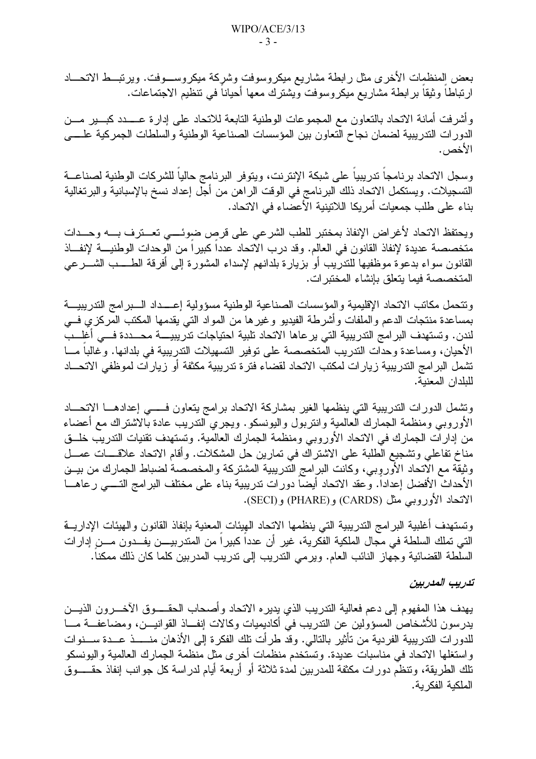بعض المنظمات الأخرى مثل رابطة مشاريع ميكروسوفت وشركة ميكروسوفت. ويرتبط الاتحاد ارتباطاً وثيقاً برابطة مشاريع ميكروسوفت ويشترك معها أحياناً في تنظيم الاجتماعات.

وأشرفت أمانة الاتحاد بالتعاون مع المجموعات الوطنية التابعة للاتحاد على إدارة عدد كبير من الدورات التدريبية لضمان نجاح التعاون بين المؤسسات الصناعية الوطنية والسلطات الجمركية على الأخص.

وسجل الاتحاد برنامجاً تدريبياً على شبكة الإنترنت، ويتوفر البرنامج حالياً للشركات الوطنية لصناعة التسجيلات. ويستكمل الاتحاد ذلك البرنامج في الوقت الراهن من أجل إعداد نسخ بالإسبانية والبرتغالية بناء على طلب جمعيات أمريكا اللاتينية الأعضاء في الاتحاد.

ويحتفظ الاتحاد لأغراض الإنفاذ بمختبر للطب الشرعي على قرص ضوئي تعترف به وحدات متخصصة عديدة لإنفاذ القانون في العالم. وقد درب الاتحاد عدداً كبيراً من الوحدات الوطنية لإنفاذ القانون سواء بدعوة موظفيها للتدريب أو بزيارة بلدانهم لإسداء المشورة إلى أفرقة الطب الشرعي المتخصصة فيما يتعلق بإنشاء المختبرات.

وتتحمل مكاتب الاتحاد الإقليمية والمؤسسات الصناعية الوطنية مسؤولية إعداد البرامج التدريبية بمساعدة منتجات الدعم والملفات وأشرطة الفيديو وغيرها من المواد التي يقدمها المكتب المركزي في لندن. وتستهدف البرامج التدريبية التي يرعاها الاتحاد تلبية احتياجات تدريبية محددة في أغلب الأحيان، ومساعدة وحدات التدريب المتخصصة على توفير التسهيلات التدريبية في بلدانها. وغالباً ما تشمل البرامج التدريبية زيارات لمكتب الاتحاد لقضاء فترة تدريبية مكثفة أو زيارات لموظفي الاتحاد للبلدان المعنية.

وتشمل الدورات التدريبية التي ينظمها الغير بمشاركة الاتحاد برامج يتعاون في إعدادها الاتحاد الأوروبي ومنظمة الجمارك العالمية وانتربول واليونسكو. ويجري التدريب عادة بالاشتراك مع أعضاء من إدارات الجمارك في الاتحاد الأوروبي ومنظمة الجمارك العالمية. وتستهدف تقنيات التدريب خلق مناخ تفاعلي وتشجيع الطلبة على الاشتراك في تمارين حل المشكلات. وأقام الاتحاد علاقات عمل وثيقة مع الاتحاد الأوروبي، وكانت البرامج التدريبية المشتركة والمخصصة لضباط الجمارك من بين الأحداث الأفضل إعداداً. وعقد الاتحاد أيضاً دورات تدريبية بناء على مختلف البرامج التي رعاها الاتحاد الأوروبي مثل (CARDS) و(PHARE) و(SECI).

وتستهدف أغلبية البرامج التدريبية التي ينظمها الاتحاد الهيئات المعنية بإنفاذ القانون والهيئات الإدارية التي تملك السلطة في مجال الملكية الفكرية، غير أن عدداً كبيراً من المتدربين يفدون من إدارات السلطة القضائية وجهاز النائب العام. ويرمي التدريب إلى تدريب المدربين كلما كان ذلك ممكناً.

### *تدريب المدربين*

يهدف هذا المفهوم إلى دعم فعالية التدريب الذي يديره الاتحاد وأصحاب الحقوق الآخرون الذين يدرسون للأشخاص المسؤولين عن التدريب في أكاديميات وكالات إنفاذ القوانين، ومضاعفة ما للدورات التدريبية الفردية من تأثير بالتالي. وقد طرأت تلك الفكرة إلى الأذهان منذ عدة سنوات واستغلها الاتحاد في مناسبات عديدة. وتستخدم منظمات أخرى مثل منظمة الجمارك العالمية واليونسكو تلك الطريقة، وتنظم دورات مكثفة للمدربين لمدة ثلاثة أو أربعة أيام لدراسة كل جوانب إنفاذ حقوق الملكية الفكرية.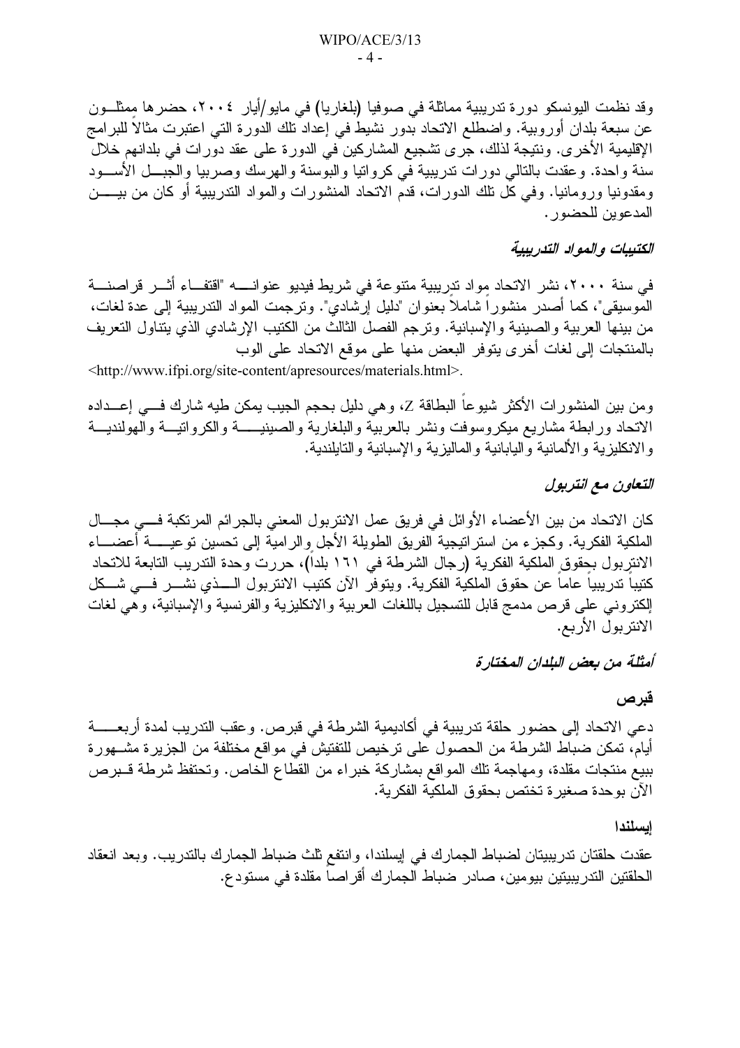وقد نظمت اليونسكو دورة تدريبية مماثلة في صوفيا (بلغاريا) في مايو/أيار ٢٠٠٤، حضرها ممثلون عن سبعة بلدان أوروبية. واضطلع الاتحاد بدور نشيط في إعداد تلك الدورة التي اعتبرت مثالاً للبرامج الإقليمية الأخرى. ونتيجة لذلك، جرى تشجيع المشاركين في الدورة على عقد دورات في بلدانهم خلال سنة واحدة. وعقدت بالتالي دورات تدريبية في كرواتيا والبوسنة والهرسك وصربيا والجبل الأسود ومقدونيا ورومانيا. وفي كل تلك الدورات، قدم الاتحاد المنشورات والمواد التدريبية أو كان من بين المدعوين للحضور.

### *الكتيبات والمواد التدريبية*

في سنة ٢٠٠٠، نشر الاتحاد مواد تدريبية متنوعة في شريط فيديو عنوانه "اقتفاء أثر قراصنة الموسيقى"، كما أصدر منشوراً شاملاً بعنوان "دليل إرشادي". وترجمت المواد التدريبية إلى عدة لغات، من بينها العربية والصينية والإسبانية. وترجم الفصل الثالث من الكتيب الإرشادي الذي يتناول التعريف بالمنتجات إلى لغات أخرى يتوفر البعض منها على موقع الاتحاد على الوب <http://www.ifpi.org/site-content/apresources/materials.html>.

ومن بين المنشورات الأكثر شيوعاً البطاقة Z، وهي دليل بحجم الجيب يمكن طيه شارك في إعداده الاتحاد ورابطة مشاريع ميكروسوفت ونشر بالعربية والبلغارية والصينية والكرواتية والهولندية والانكليزية والألمانية واليابانية والماليزية والإسبانية والتايلندية.

### *التعاون مع انتربول*

كان الاتحاد من بين الأعضاء الأوائل في فريق عمل الانتربول المعني بالجرائم المرتكبة في مجال الملكية الفكرية. وكجزء من استراتيجية الفريق الطويلة الأجل والرامية إلى تحسين توعية أعضاء الانتربول بحقوق الملكية الفكرية (رجال الشرطة في ١٦١ بلداً)، حررت وحدة التدريب التابعة للاتحاد كتيباً تدريبياً عاماً عن حقوق الملكية الفكرية. ويتوفر الآن كتيب الانتربول الذي نشر في شكل إلكتروني على قرص مدمج قابل للتسجيل باللغات العربية والانكليزية والفرنسية والإسبانية، وهي لغات الانتربول الأربع.

### *أمثلة من بعض البلدان المختارة*

#### قبرص

دعي الاتحاد إلى حضور حلقة تدريبية في أكاديمية الشرطة في قبرص. وعقب التدريب لمدة أربعة أيام، تمكن ضباط الشرطة من الحصول على ترخيص للتفتيش في مواقع مختلفة من الجزيرة مشهورة ببيع منتجات مقلدة، ومهاجمة تلك المواقع بمشاركة خبراء من القطاع الخاص. وتحتفظ شرطة قبرص الآن بوحدة صغيرة تختص بحقوق الملكية الفكرية.

#### إيسلندا

عقدت حلقتان تدريبيتان لضباط الجمارك في إيسلندا، وانتفع ثلث ضباط الجمارك بالتدريب. وبعد انعقاد الحلقتين التدريبيتين بيومين، صادر ضباط الجمارك أقراصاً مقلدة في مستودع.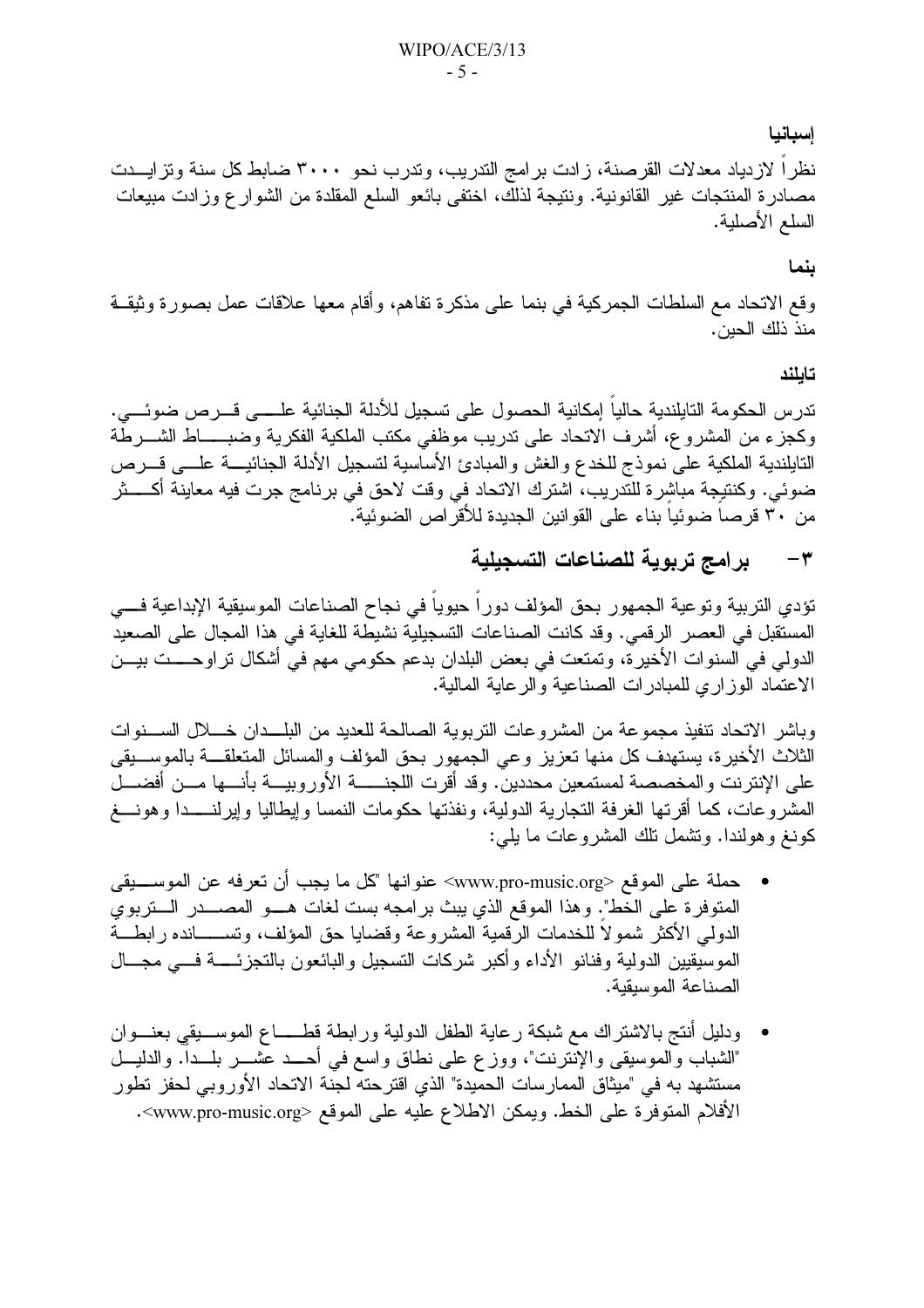**إسبانيا**

نظراً لازدياد معدلات القرصنة، زادت برامج التدريب، وتدرب نحو ٣٠٠٠ ضابط كل سنة وتزايدت مصادرة المنتجات غير القانونية. ونتيجة لذلك، اختفى بائعو السلع المقلدة من الشوارع وزادت مبيعات السلع الأصلية.

**بنما**

وقع الاتحاد مع السلطات الجمركية في بنما على مذكرة تفاهم، وأقام معها علاقات عمل بصورة وثيقة منذ ذلك الحين.

**تايلند**

تدرس الحكومة التايلندية حالياً إمكانية الحصول على تسجيل للأدلة الجنائية على قرص ضوئي. وكجزء من المشروع، أشرف الاتحاد على تدريب موظفي مكتب الملكية الفكرية وضباط الشرطة التايلندية الملكية على نموذج للخدع والغش والمبادئ الأساسية لتسجيل الأدلة الجنائية على قرص ضوئي. وكنتيجة مباشرة للتدريب، اشترك الاتحاد في وقت لاحق في برنامج جرت فيه معاينة أكثر من ٣٠ قرصاً ضوئياً بناء على القوانين الجديدة للأقراص الضوئية.

## ٣- برامج تربوية للصناعات التسجيلية

تؤدي التربية وتوعية الجمهور بحق المؤلف دوراً حيوياً في نجاح الصناعات الموسيقية الإبداعية في المستقبل في العصر الرقمي. وقد كانت الصناعات التسجيلية نشيطة للغاية في هذا المجال على الصعيد الدولي في السنوات الأخيرة، وتمتعت في بعض البلدان بدعم حكومي مهم في أشكال تراوحت بين الاعتماد الوزاري للمبادرات الصناعية والرعاية المالية.

وباشر الاتحاد تنفيذ مجموعة من المشروعات التربوية الصالحة للعديد من البلدان خلال السنوات الثلاث الأخيرة، يستهدف كل منها تعزيز وعي الجمهور بحق المؤلف والمسائل المتعلقة بالموسيقى على الإنترنت والمخصصة لمستمعين محددين. وقد أقرت اللجنة الأوروبية بأنها من أفضل المشروعات، كما أقرتها الغرفة التجارية الدولية، ونفذتها حكومات النمسا وإيطاليا وإيرلندا وهونغ كونغ وهولندا. وتشمل تلك المشروعات ما يلي:

- حملة على الموقع <www.pro-music.org> عنوانها "كل ما يجب أن تعرفه عن الموسيقى المتوفرة على الخط". وهذا الموقع الذي يبث برامجه بست لغات هو المصدر التربوي الدولي الأكثر شمولاً للخدمات الرقمية المشروعة وقضايا حق المؤلف، وتسانده رابطة الموسيقيين الدولية وفنانو الأداء وأكبر شركات التسجيل والبائعون بالتجزئة في مجال الصناعة الموسيقية.

- ودليل أنتج بالاشتراك مع شبكة رعاية الطفل الدولية ورابطة قطاع الموسيقى بعنوان "الشباب والموسيقى والإنترنت"، ووزع على نطاق واسع في أحد عشر بلداً. والدليل مستشهد به في "ميثاق الممارسات الحميدة" الذي اقترحته لجنة الاتحاد الأوروبي لحفز تطور الأفلام المتوفرة على الخط. ويمكن الاطلاع عليه على الموقع <www.pro-music.org>.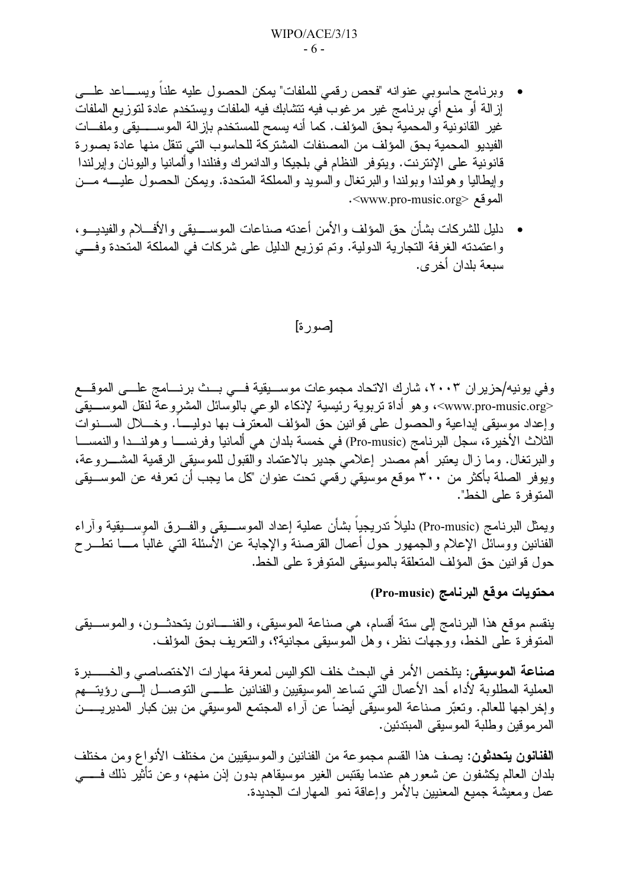- وبرنامج حاسوبي عنوانه "فحص رقمي للملفات" يمكن الحصول عليه علناً ويساعد على إزالة أو منع أي برنامج غير مرغوب فيه تتشابك فيه الملفات ويستخدم عادة لتوزيع الملفات غير القانونية والمحمية بحق المؤلف. كما أنه يسمح للمستخدم بإزالة الموسيقى وملفات الفيديو المحمية بحق المؤلف من المصنفات المشتركة للحاسوب التي تنقل منها عادة بصورة قانونية على الإنترنت. ويتوفر النظام في بلجيكا والدانمرك وفنلندا وألمانيا واليونان وإيرلندا وإيطاليا وهولندا وبولندا والبرتغال والسويد والمملكة المتحدة. ويمكن الحصول عليه من الموقع <www.pro-music.org>.

- دليل للشركات بشأن حق المؤلف والأمن أعدته صناعات الموسيقى والأفلام والفيديو، واعتمدته الغرفة التجارية الدولية. وتم توزيع الدليل على شركات في المملكة المتحدة وفي سبعة بلدان أخرى.

[صورة]

وفي يونيه/حزيران ٢٠٠٣، شارك الاتحاد مجموعات موسيقية في بث برنامج على الموقع <www.pro-music.org>، وهو أداة تربوية رئيسية لإذكاء الوعي بالوسائل المشروعة لنقل الموسيقى وإعداد موسيقى إبداعية والحصول على قوانين حق المؤلف المعترف بها دولياً. وخلال السنوات الثلاث الأخيرة، سجل البرنامج (Pro-music) في خمسة بلدان هي ألمانيا وفرنسا وهولندا والنمسا والبرتغال. وما زال يعتبر أهم مصدر إعلامي جديد بالاعتماد والقبول للموسيقى الرقمية المشروعة، ويوفر الصلة بأكثر من ٣٠٠ موقع موسيقي رقمي تحت عنوان "كل ما يجب أن تعرفه عن الموسيقى المتوفرة على الخط".

ويمثل البرنامج (Pro-music) دليلاً تدريجياً بشأن عملية إعداد الموسيقى والفرق الموسيقية وآراء الفنانين ووسائل الإعلام والجمهور حول أعمال القرصنة والإجابة عن الأسئلة التي غالباً ما تطرح حول قوانين حق المؤلف المتعلقة بالموسيقى المتوفرة على الخط.

### محتويات موقع البرنامج (Pro-music)

ينقسم موقع هذا البرنامج إلى ستة أقسام، هي صناعة الموسيقى، والفنانون يتحدثون، والموسيقى المتوفرة على الخط، ووجهات نظر، وهل الموسيقى مجانية؟، والتعريف بحق المؤلف.

**صناعة الموسيقى:** يتلخص الأمر في البحث خلف الكواليس لمعرفة مهارات الاختصاصي والخبرة العملية المطلوبة لأداء أحد الأعمال التي تساعد الموسيقيين والفنانين على التوصل إلى رؤيتهم وإخراجها للعالم. وتعبّر صناعة الموسيقى أيضاً عن آراء المجتمع الموسيقي من بين كبار المديرين المرموقين وطلبة الموسيقى المبتدئين.

**الفنانون يتحدثون:** يصف هذا القسم مجموعة من الفنانين والموسيقيين من مختلف الأنواع ومن مختلف بلدان العالم يكشفون عن شعورهم عندما يقتبس الغير موسيقاهم بدون إذن منهم، وعن تأثير ذلك في عمل ومعيشة جميع المعنيين بالأمر وإعاقة نمو المهارات الجديدة.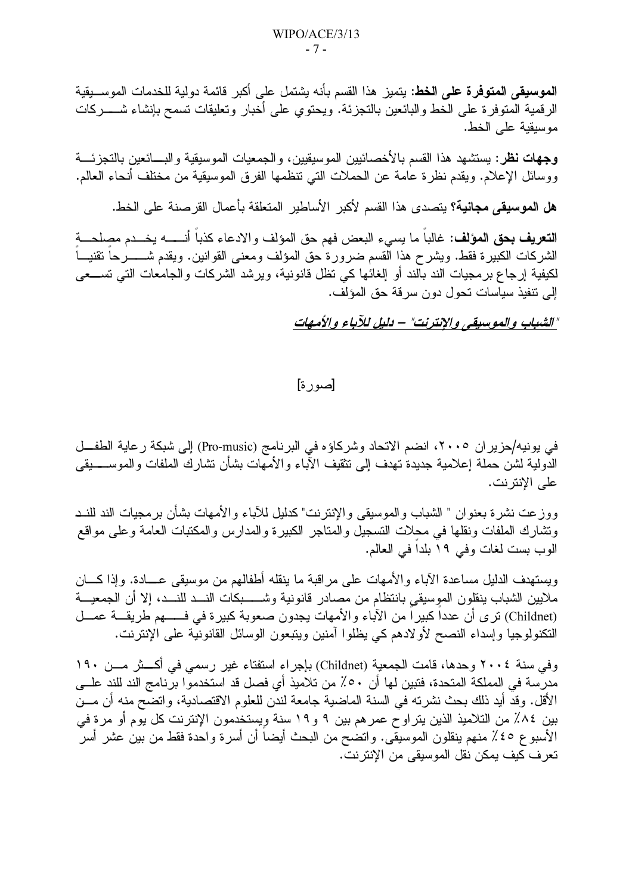**الموسيقى المتوفرة على الخط:** يتميز هذا القسم بأنه يشتمل على أكبر قائمة دولية للخدمات الموسيقية الرقمية المتوفرة على الخط والبائعين بالتجزئة. ويحتوي على أخبار وتعليقات تسمح بإنشاء شركات موسيقية على الخط.

**وجهات نظر:** يستشهد هذا القسم بالأخصائيين الموسيقيين، والجمعيات الموسيقية والبائعين بالتجزئة ووسائل الإعلام. ويقدم نظرة عامة عن الحملات التي تنظمها الفرق الموسيقية من مختلف أنحاء العالم.

**هل الموسيقى مجانية؟** يتصدى هذا القسم لأكبر الأساطير المتعلقة بأعمال القرصنة على الخط.

**التعريف بحق المؤلف:** غالباً ما يسيء البعض فهم حق المؤلف والادعاء كذباً أنه يخدم مصلحة الشركات الكبيرة فقط. ويشرح هذا القسم ضرورة حق المؤلف ومعنى القوانين. ويقدم شرحاً تقنياً لكيفية إرجاع برمجيات الند بالند أو إلغائها كي تظل قانونية، ويرشد الشركات والجامعات التي تسعى إلى تنفيذ سياسات تحول دون سرقة حق المؤلف.

***<u>"الشباب والموسيقى والإنترنت" – دليل للآباء والأمهات</u>***

[صورة]

في يونيه/حزيران ٢٠٠٥، انضم الاتحاد وشركاؤه في البرنامج (Pro-music) إلى شبكة رعاية الطفل الدولية لشن حملة إعلامية جديدة تهدف إلى تثقيف الآباء والأمهات بشأن تشارك الملفات والموسيقى على الإنترنت.

ووزعت نشرة بعنوان " الشباب والموسيقى والإنترنت" كدليل للآباء والأمهات بشأن برمجيات الند للند وتشارك الملفات ونقلها في محلات التسجيل والمتاجر الكبيرة والمدارس والمكتبات العامة وعلى مواقع الوب بست لغات وفي ١٩ بلداً في العالم.

ويستهدف الدليل مساعدة الآباء والأمهات على مراقبة ما ينقله أطفالهم من موسيقى عادة. وإذا كان ملايين الشباب ينقلون الموسيقى بانتظام من مصادر قانونية وشبكات الند للند، إلا أن الجمعية (Childnet) ترى أن عدداً كبيراً من الآباء والأمهات يجدون صعوبة كبيرة في فهم طريقة عمل التكنولوجيا وإسداء النصح لأولادهم كي يظلوا آمنين ويتبعون الوسائل القانونية على الإنترنت.

وفي سنة ٢٠٠٤ وحدها، قامت الجمعية (Childnet) بإجراء استفتاء غير رسمي في أكثر من ١٩٠ مدرسة في المملكة المتحدة، فتبين لها أن ٥٠٪ من تلاميذ أي فصل قد استخدموا برنامج الند للند على الأقل. وقد أيد ذلك بحث نشرته في السنة الماضية جامعة لندن للعلوم الاقتصادية، واتضح منه أن من بين ٨٤٪ من التلاميذ الذين يتراوح عمرهم بين ٩ و١٩ سنة ويستخدمون الإنترنت كل يوم أو مرة في الأسبوع ٤٥٪ منهم ينقلون الموسيقى. واتضح من البحث أيضاً أن أسرة واحدة فقط من بين عشر أسر تعرف كيف يمكن نقل الموسيقى من الإنترنت.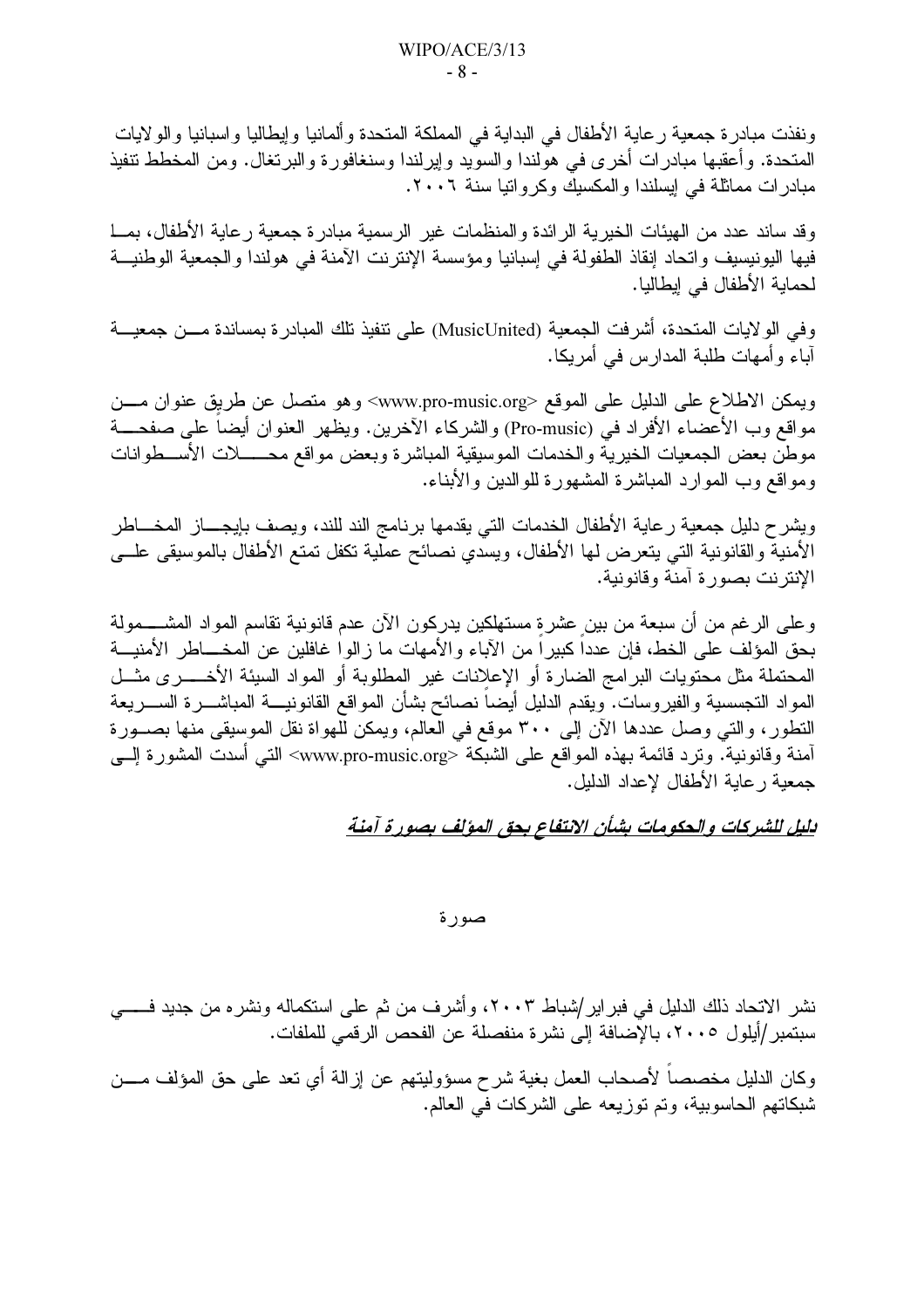ونفذت مبادرة جمعية رعاية الأطفال في البداية في المملكة المتحدة وألمانيا وإيطاليا واسبانيا والولايات المتحدة. وأعقبها مبادرات أخرى في هولندا والسويد وإيرلندا وسنغافورة والبرتغال. ومن المخطط تنفيذ مبادرات مماثلة في إيسلندا والمكسيك وكرواتيا سنة ٢٠٠٦.

وقد ساند عدد من الهيئات الخيرية الرائدة والمنظمات غير الرسمية مبادرة جمعية رعاية الأطفال، بما فيها اليونيسيف واتحاد إنقاذ الطفولة في إسبانيا ومؤسسة الإنترنت الآمنة في هولندا والجمعية الوطنية لحماية الأطفال في إيطاليا.

وفي الولايات المتحدة، أشرفت الجمعية (MusicUnited) على تنفيذ تلك المبادرة بمساندة من جمعية آباء وأمهات طلبة المدارس في أمريكا.

ويمكن الاطلاع على الدليل على الموقع <www.pro-music.org> وهو متصل عن طريق عنوان من مواقع وب الأعضاء الأفراد في (Pro-music) والشركاء الآخرين. ويظهر العنوان أيضاً على صفحة موطن بعض الجمعيات الخيرية والخدمات الموسيقية المباشرة وبعض مواقع محلات الأسطوانات ومواقع وب الموارد المباشرة المشهورة للوالدين والأبناء.

ويشرح دليل جمعية رعاية الأطفال الخدمات التي يقدمها برنامج الند للند، ويصف بإيجاز المخاطر الأمنية والقانونية التي يتعرض لها الأطفال، ويسدي نصائح عملية تكفل تمتع الأطفال بالموسيقى على الإنترنت بصورة آمنة وقانونية.

وعلى الرغم من أن سبعة من بين عشرة مستهلكين يدركون الآن عدم قانونية تقاسم المواد المشمولة بحق المؤلف على الخط، فإن عدداً كبيراً من الآباء والأمهات ما زالوا غافلين عن المخاطر الأمنية المحتملة مثل محتويات البرامج الضارة أو الإعلانات غير المطلوبة أو المواد السيئة الأخرى مثل المواد التجسسية والفيروسات. ويقدم الدليل أيضاً نصائح بشأن المواقع القانونية المباشرة السريعة التطور، والتي وصل عددها الآن إلى ٣٠٠ موقع في العالم، ويمكن للهواة نقل الموسيقى منها بصورة آمنة وقانونية. وترد قائمة بهذه المواقع على الشبكة <www.pro-music.org> التي أسدت المشورة إلى جمعية رعاية الأطفال لإعداد الدليل.

***<u>دليل للشركات والحكومات بشأن الانتفاع بحق المؤلف بصورة آمنة</u>***

صورة

نشر الاتحاد ذلك الدليل في فبراير/شباط ٢٠٠٣، وأشرف من ثم على استكماله ونشره من جديد في سبتمبر/أيلول ٢٠٠٥، بالإضافة إلى نشرة منفصلة عن الفحص الرقمي للملفات.

وكان الدليل مخصصاً لأصحاب العمل بغية شرح مسؤوليتهم عن إزالة أي تعد على حق المؤلف من شبكاتهم الحاسوبية، وتم توزيعه على الشركات في العالم.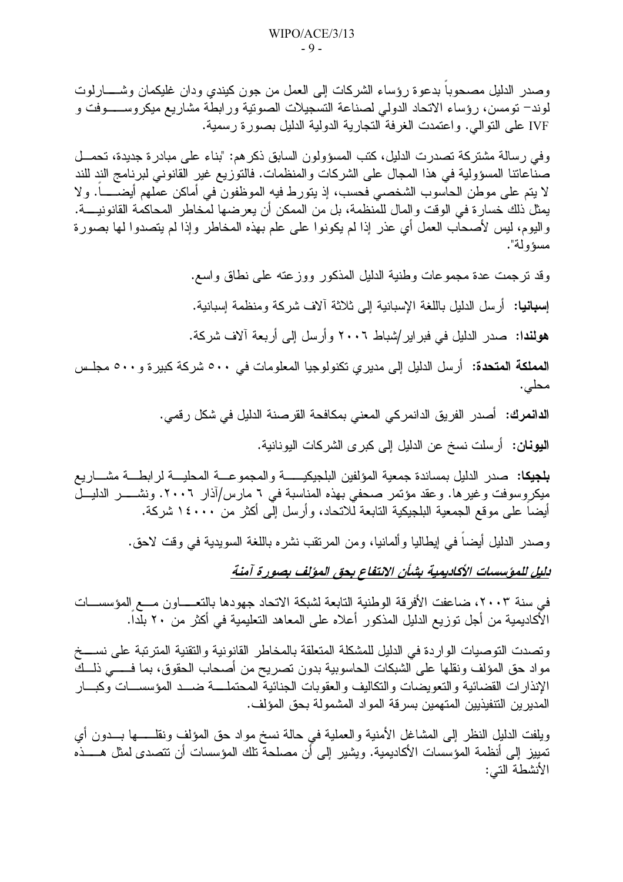وصدر الدليل مصحوباً بدعوة رؤساء الشركات إلى العمل من جون كيندي ودان غليكمان وشارلوت لوند– تومسن، رؤساء الاتحاد الدولي لصناعة التسجيلات الصوتية ورابطة مشاريع ميكروسوفت و IVF على التوالي. واعتمدت الغرفة التجارية الدولية الدليل بصورة رسمية.

وفي رسالة مشتركة تصدرت الدليل، كتب المسؤولون السابق ذكرهم: "بناء على مبادرة جديدة، تحمل صناعاتنا المسؤولية في هذا المجال على الشركات والمنظمات. فالتوزيع غير القانوني لبرنامج الند للند لا يتم على موطن الحاسوب الشخصي فحسب، إذ يتورط فيه الموظفون في أماكن عملهم أيضاً. ولا يمثل ذلك خسارة في الوقت والمال للمنظمة، بل من الممكن أن يعرضها لمخاطر المحاكمة القانونية. واليوم، ليس لأصحاب العمل أي عذر إذا لم يكونوا على علم بهذه المخاطر وإذا لم يتصدوا لها بصورة مسؤولة".

وقد ترجمت عدة مجموعات وطنية الدليل المذكور ووزعته على نطاق واسع.

**إسبانيا:** أرسل الدليل باللغة الإسبانية إلى ثلاثة آلاف شركة ومنظمة إسبانية.

**هولندا:** صدر الدليل في فبراير/شباط ٢٠٠٦ وأرسل إلى أربعة آلاف شركة.

**المملكة المتحدة:** أرسل الدليل إلى مديري تكنولوجيا المعلومات في ٥٠٠ شركة كبيرة و٥٠٠ مجلس محلي.

**الدانمرك:** أصدر الفريق الدانمركي المعني بمكافحة القرصنة الدليل في شكل رقمي.

**اليونان:** أرسلت نسخ عن الدليل إلى كبرى الشركات اليونانية.

**بلجيكا:** صدر الدليل بمساندة جمعية المؤلفين البلجيكية والمجموعة المحلية لرابطة مشاريع ميكروسوفت وغيرها. وعقد مؤتمر صحفي بهذه المناسبة في ٦ مارس/آذار ٢٠٠٦. ونشر الدليل أيضاً على موقع الجمعية البلجيكية التابعة للاتحاد، وأرسل إلى أكثر من ١٤٠٠٠ شركة.

وصدر الدليل أيضاً في إيطاليا وألمانيا، ومن المرتقب نشره باللغة السويدية في وقت لاحق.

***دليل للمؤسسات الأكاديمية بشأن الانتفاع بحق المؤلف بصورة آمنة***

في سنة ٢٠٠٣، ضاعفت الأفرقة الوطنية التابعة لشبكة الاتحاد جهودها بالتعاون مع المؤسسات الأكاديمية من أجل توزيع الدليل المذكور أعلاه على المعاهد التعليمية في أكثر من ٢٠ بلداً.

وتتصدى التوصيات الواردة في الدليل للمشكلة المتعلقة بالمخاطر القانونية والتقنية المترتبة على نسخ مواد حق المؤلف ونقلها على الشبكات الحاسوبية بدون تصريح من أصحاب الحقوق، بما في ذلك الإنذارات القضائية والتعويضات والتكاليف والعقوبات الجنائية المحتملة ضد المؤسسات وكبار المديرين التنفيذيين المتهمين بسرقة المواد المشمولة بحق المؤلف.

ويلفت الدليل النظر إلى المشاغل الأمنية والعملية في حالة نسخ مواد حق المؤلف ونقلها بدون أي تمييز إلى أنظمة المؤسسات الأكاديمية. ويشير إلى أن مصلحة تلك المؤسسات أن تتصدى لمثل هذه الأنشطة التي: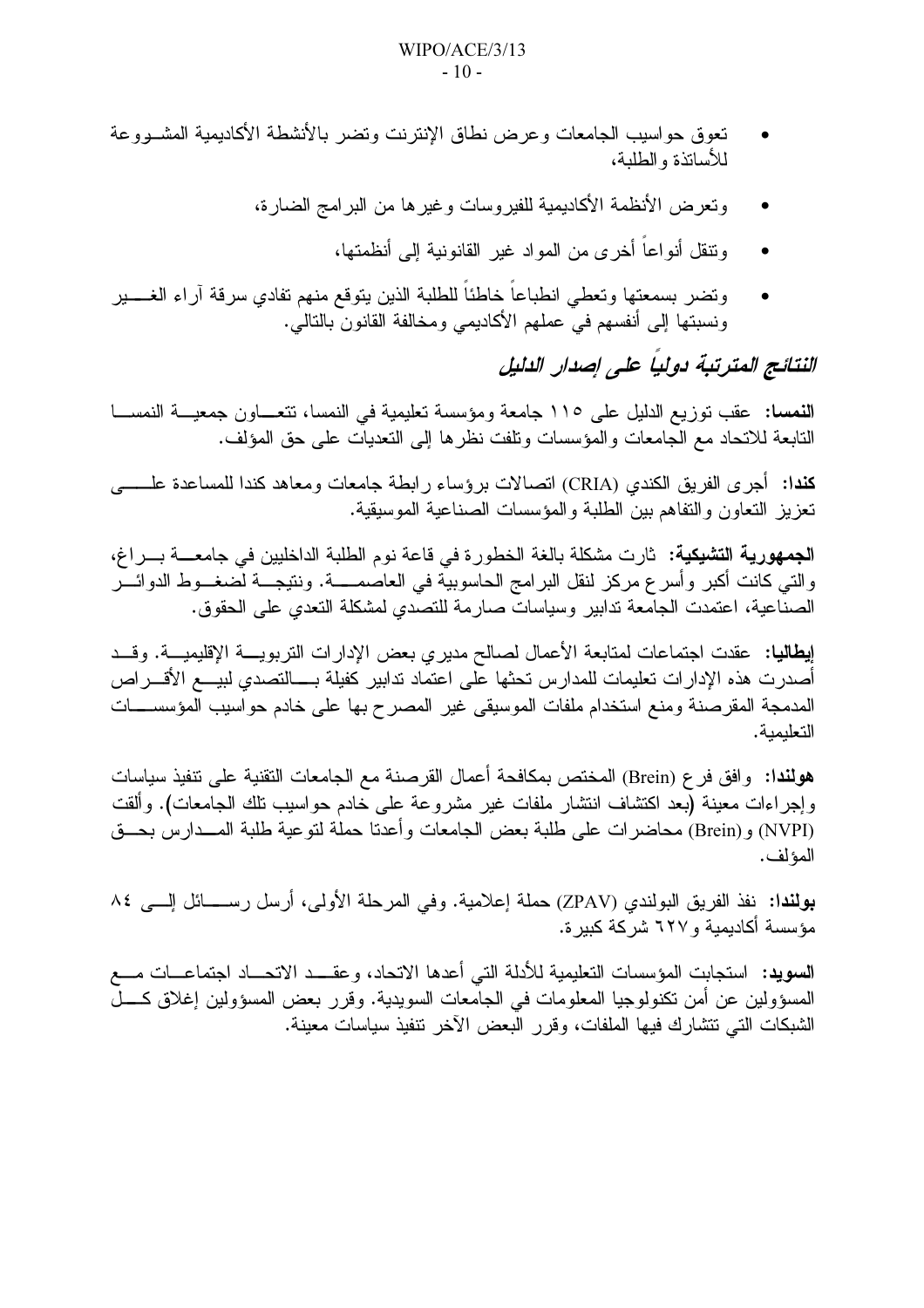- تعوق حواسيب الجامعات وعرض نطاق الإنترنت وتضر بالأنشطة الأكاديمية المشروعة للأساتذة والطلبة،
- وتعرض الأنظمة الأكاديمية للفيروسات وغيرها من البرامج الضارة،
- وتنقل أنواعاً أخرى من المواد غير القانونية إلى أنظمتها،
- وتضر بسمعتها وتعطي انطباعاً خاطئاً للطلبة الذين يتوقع منهم تفادي سرقة آراء الغير ونسبتها إلى أنفسهم في عملهم الأكاديمي ومخالفة القانون بالتالي.

## *النتائج المترتبة دولياً على إصدار الدليل*

**النمسا:** عقب توزيع الدليل على ١١٥ جامعة ومؤسسة تعليمية في النمسا، تتعاون جمعية النمسا التابعة للاتحاد مع الجامعات والمؤسسات وتلفت نظرها إلى التعديات على حق المؤلف.

**كندا:** أجرى الفريق الكندي (CRIA) اتصالات برؤساء رابطة جامعات ومعاهد كندا للمساعدة على تعزيز التعاون والتفاهم بين الطلبة والمؤسسات الصناعية الموسيقية.

**الجمهورية التشيكية:** ثارت مشكلة بالغة الخطورة في قاعة نوم الطلبة الداخليين في جامعة براغ، والتي كانت أكبر وأسرع مركز لنقل البرامج الحاسوبية في العاصمة. ونتيجة لضغوط الدوائر الصناعية، اعتمدت الجامعة تدابير وسياسات صارمة للتصدي لمشكلة التعدي على الحقوق.

**إيطاليا:** عقدت اجتماعات لمتابعة الأعمال لصالح مديري بعض الإدارات التربوية الإقليمية. وقد أصدرت هذه الإدارات تعليمات للمدارس تحثها على اعتماد تدابير كفيلة بالتصدي لبيع الأقراص المدمجة المقرصنة ومنع استخدام ملفات الموسيقى غير المصرح بها على خادم حواسيب المؤسسات التعليمية.

**هولندا:** وافق فرع (Brein) المختص بمكافحة أعمال القرصنة مع الجامعات التقنية على تنفيذ سياسات وإجراءات معينة (بعد اكتشاف انتشار ملفات غير مشروعة على خادم حواسيب تلك الجامعات). وألقت (NVPI) و(Brein) محاضرات على طلبة بعض الجامعات وأعدتا حملة لتوعية طلبة المدارس بحق المؤلف.

**بولندا:** نفذ الفريق البولندي (ZPAV) حملة إعلامية. وفي المرحلة الأولى، أرسل رسائل إلى ٨٤ مؤسسة أكاديمية و٦٢٧ شركة كبيرة.

**السويد:** استجابت المؤسسات التعليمية للأدلة التي أعدها الاتحاد، وعقد الاتحاد اجتماعات مع المسؤولين عن أمن تكنولوجيا المعلومات في الجامعات السويدية. وقرر بعض المسؤولين إغلاق كل الشبكات التي تتشارك فيها الملفات، وقرر البعض الآخر تنفيذ سياسات معينة.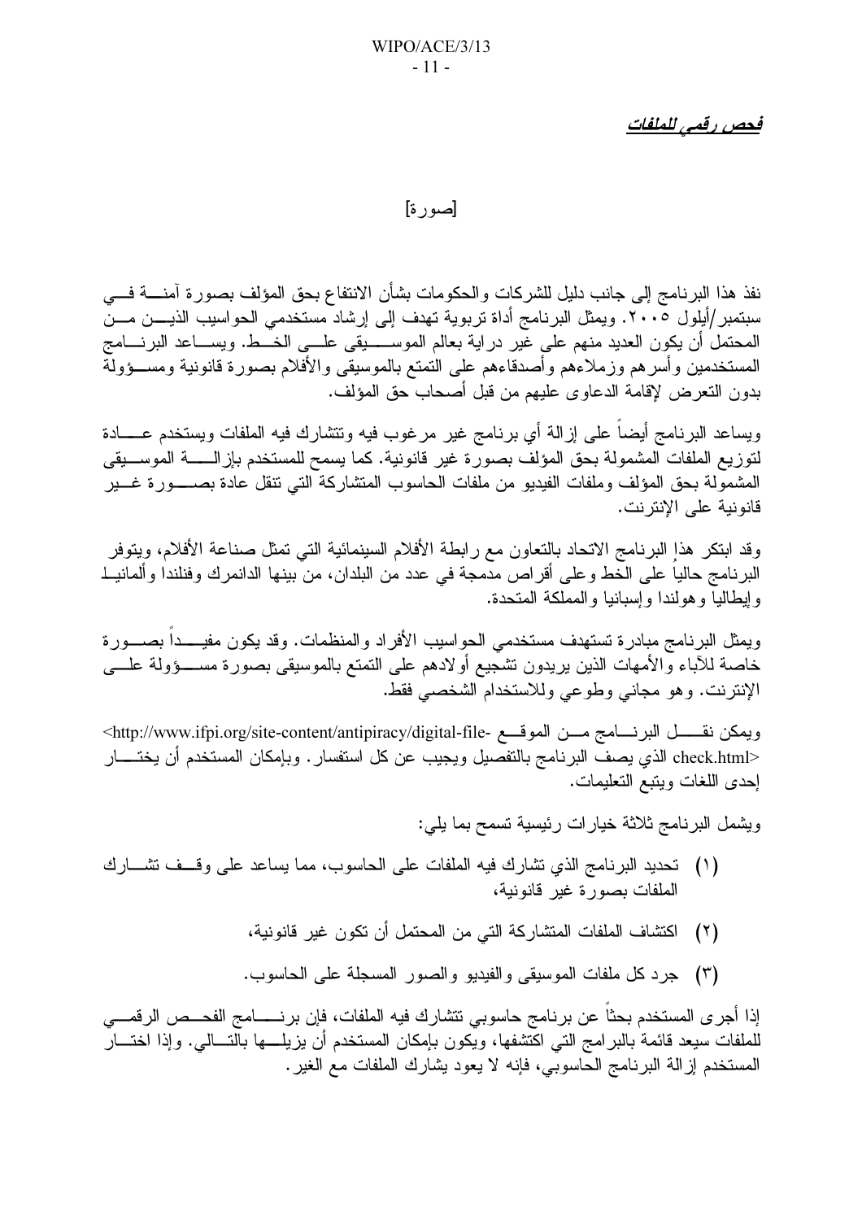***فحص رقمي للملفات***

[صورة]

نفذ هذا البرنامج إلى جانب دليل للشركات والحكومات بشأن الانتفاع بحق المؤلف بصورة آمنة في سبتمبر/أيلول ٢٠٠٥. ويمثل البرنامج أداة تربوية تهدف إلى إرشاد مستخدمي الحواسيب الذين من المحتمل أن يكون العديد منهم على غير دراية بعالم الموسيقى على الخط. ويساعد البرنامج المستخدمين وأسرهم وزملاءهم وأصدقاءهم على التمتع بالموسيقى والأفلام بصورة قانونية ومسؤولة بدون التعرض لإقامة الدعاوى عليهم من قبل أصحاب حق المؤلف.

ويساعد البرنامج أيضاً على إزالة أي برنامج غير مرغوب فيه وتتشارك فيه الملفات ويستخدم عادة لتوزيع الملفات المشمولة بحق المؤلف بصورة غير قانونية. كما يسمح للمستخدم بإزالة الموسيقى المشمولة بحق المؤلف وملفات الفيديو من ملفات الحاسوب المتشاركة التي تنقل عادة بصورة غير قانونية على الإنترنت.

وقد ابتكر هذا البرنامج الاتحاد بالتعاون مع رابطة الأفلام السينمائية التي تمثل صناعة الأفلام، ويتوفر البرنامج حالياً على الخط وعلى أقراص مدمجة في عدد من البلدان، من بينها الدانمرك وفنلندا وألمانيا وإيطاليا وهولندا وإسبانيا والمملكة المتحدة.

ويمثل البرنامج مبادرة تستهدف مستخدمي الحواسيب الأفراد والمنظمات. وقد يكون مفيداً بصورة خاصة للآباء والأمهات الذين يريدون تشجيع أولادهم على التمتع بالموسيقى بصورة مسؤولة على الإنترنت. وهو مجاني وطوعي وللاستخدام الشخصي فقط.

ويمكن نقل البرنامج من الموقع <http://www.ifpi.org/site-content/antipiracy/digital-file-check.html> الذي يصف البرنامج بالتفصيل ويجيب عن كل استفسار. وبإمكان المستخدم أن يختار إحدى اللغات ويتبع التعليمات.

ويشمل البرنامج ثلاثة خيارات رئيسية تسمح بما يلي:

(١) تحديد البرنامج الذي تشارك فيه الملفات على الحاسوب، مما يساعد على وقف تشارك الملفات بصورة غير قانونية،

(٢) اكتشاف الملفات المتشاركة التي من المحتمل أن تكون غير قانونية،

(٣) جرد كل ملفات الموسيقى والفيديو والصور المسجلة على الحاسوب.

إذا أجرى المستخدم بحثاً عن برنامج حاسوبي تتشارك فيه الملفات، فإن برنامج الفحص الرقمي للملفات سيعد قائمة بالبرامج التي اكتشفها، ويكون بإمكان المستخدم أن يزيلها بالتالي. وإذا اختار المستخدم إزالة البرنامج الحاسوبي، فإنه لا يعود يشارك الملفات مع الغير.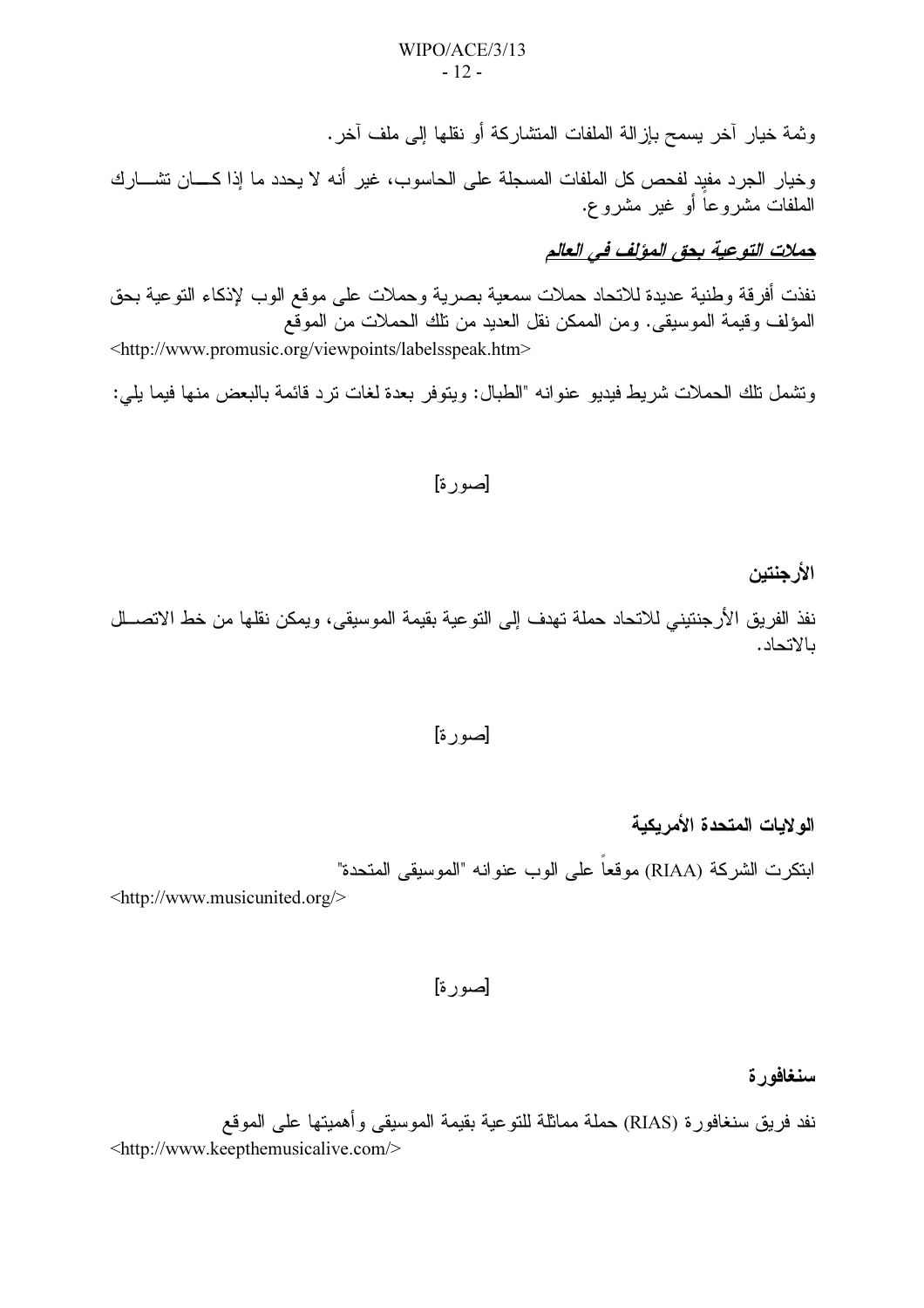وثمة خيار آخر يسمح بإزالة الملفات المتشاركة أو نقلها إلى ملف آخر.

وخيار الجرد مفيد لفحص كل الملفات المسجلة على الحاسوب، غير أنه لا يحدد ما إذا كان تشارك الملفات مشروعاً أو غير مشروع.

## ***حملات التوعية بحق المؤلف في العالم***

نفذت أفرقة وطنية عديدة للاتحاد حملات سمعية بصرية وحملات على موقع الوب لإذكاء التوعية بحق المؤلف وقيمة الموسيقى. ومن الممكن نقل العديد من تلك الحملات من الموقع
<http://www.promusic.org/viewpoints/labelsspeak.htm>

وتشمل تلك الحملات شريط فيديو عنوانه "الطبال: ويتوفر بعدة لغات ترد قائمة بالبعض منها فيما يلي:

[صورة]

### الأرجنتين

نفذ الفريق الأرجنتيني للاتحاد حملة تهدف إلى التوعية بقيمة الموسيقى، ويمكن نقلها من خط الاتصال بالاتحاد.

[صورة]

### الولايات المتحدة الأمريكية

ابتكرت الشركة (RIAA) موقعاً على الوب عنوانه "الموسيقى المتحدة"
<http://www.musicunited.org/>

[صورة]

### سنغافورة

نفد فريق سنغافورة (RIAS) حملة مماثلة للتوعية بقيمة الموسيقى وأهميتها على الموقع
<http://www.keepthemusicalive.com/>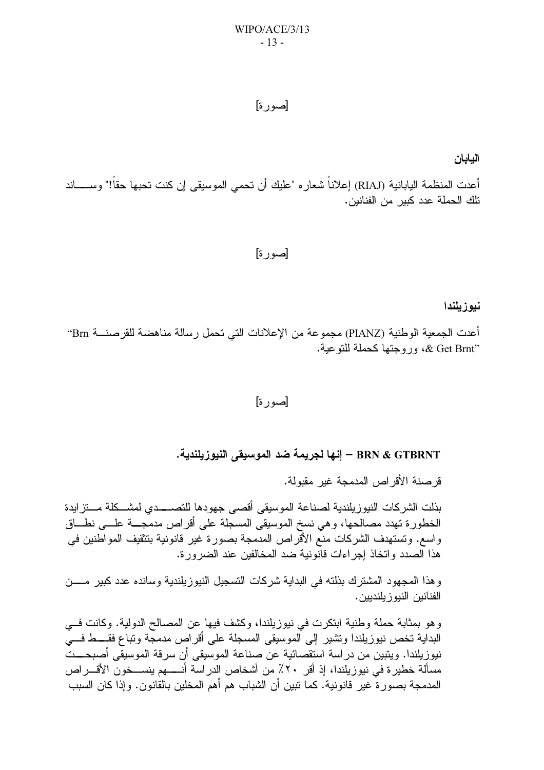[صورة]

**اليابان**

أعدت المنظمة اليابانية (RIAJ) إعلاناً شعاره "عليك أن تحمي الموسيقى إن كنت تحبها حقاً!" وساند تلك الحملة عدد كبير من الفنانين.

[صورة]

**نيوزيلندا**

أعدت الجمعية الوطنية (PIANZ) مجموعة من الإعلانات التي تحمل رسالة مناهضة للقرصنة "Brn & Get Brnt"، وروجتها كحملة للتوعية.

[صورة]

**BRN & GTBRNT – إنها لجريمة ضد الموسيقى النيوزيلندية.**

قرصنة الأقراص المدمجة غير مقبولة.

بذلت الشركات النيوزيلندية لصناعة الموسيقى أقصى جهودها للتصدي لمشكلة متزايدة الخطورة تهدد مصالحها، وهي نسخ الموسيقى المسجلة على أقراص مدمجة على نطاق واسع. وتستهدف الشركات منع الأقراص المدمجة بصورة غير قانونية بتثقيف المواطنين في هذا الصدد واتخاذ إجراءات قانونية ضد المخالفين عند الضرورة.

وهذا المجهود المشترك بذلته في البداية شركات التسجيل النيوزيلندية وسانده عدد كبير من الفنانين النيوزيلنديين.

وهو بمثابة حملة وطنية ابتكرت في نيوزيلندا، وكشف فيها عن المصالح الدولية. وكانت في البداية تخص نيوزيلندا وتشير إلى الموسيقى المسجلة على أقراص مدمجة وتباع فقط في نيوزيلندا. ويتبين من دراسة استقصائية عن صناعة الموسيقى أن سرقة الموسيقى أصبحت مسألة خطيرة في نيوزيلندا، إذ أقر ٢٠٪ من أشخاص الدراسة أنهم ينسخون الأقراص المدمجة بصورة غير قانونية. كما تبين أن الشباب هم أهم المخلين بالقانون. وإذا كان السبب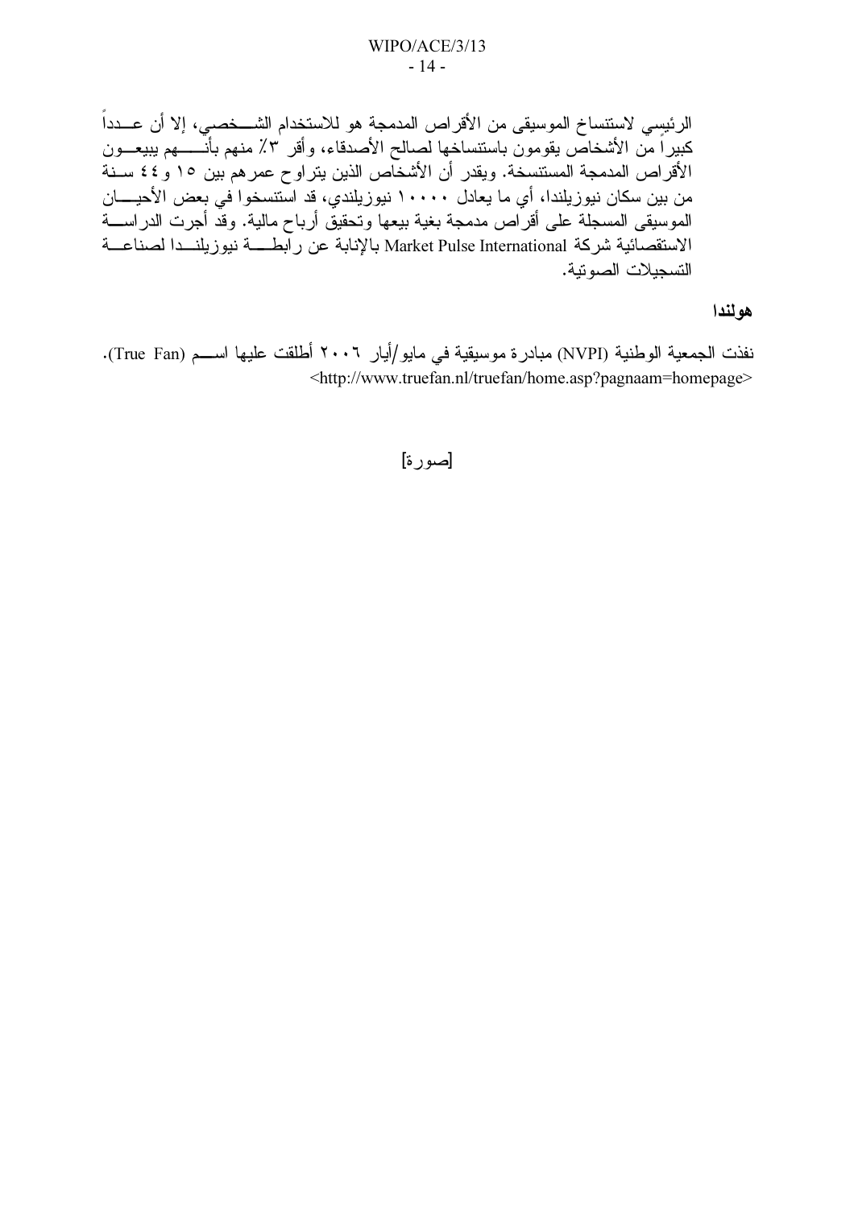الرئيسي لاستنساخ الموسيقى من الأقراص المدمجة هو للاستخدام الشخصي، إلا أن عدداً كبيراً من الأشخاص يقومون باستنساخها لصالح الأصدقاء، وأقر ٣٪ منهم بأنهم يبيعون الأقراص المدمجة المستنسخة. ويقدر أن الأشخاص الذين يتراوح عمرهم بين ١٥ و٤٤ سنة من بين سكان نيوزيلندا، أي ما يعادل ١٠٠٠٠ نيوزيلندي، قد استنسخوا في بعض الأحيان الموسيقى المسجلة على أقراص مدمجة بغية بيعها وتحقيق أرباح مالية. وقد أجرت الدراسة الاستقصائية شركة Market Pulse International بالإنابة عن رابطة نيوزيلندا لصناعة التسجيلات الصوتية.

**هولندا**

نفذت الجمعية الوطنية (NVPI) مبادرة موسيقية في مايو/أيار ٢٠٠٦ أطلقت عليها اسم (True Fan).
<http://www.truefan.nl/truefan/home.asp?pagnaam=homepage>

[صورة]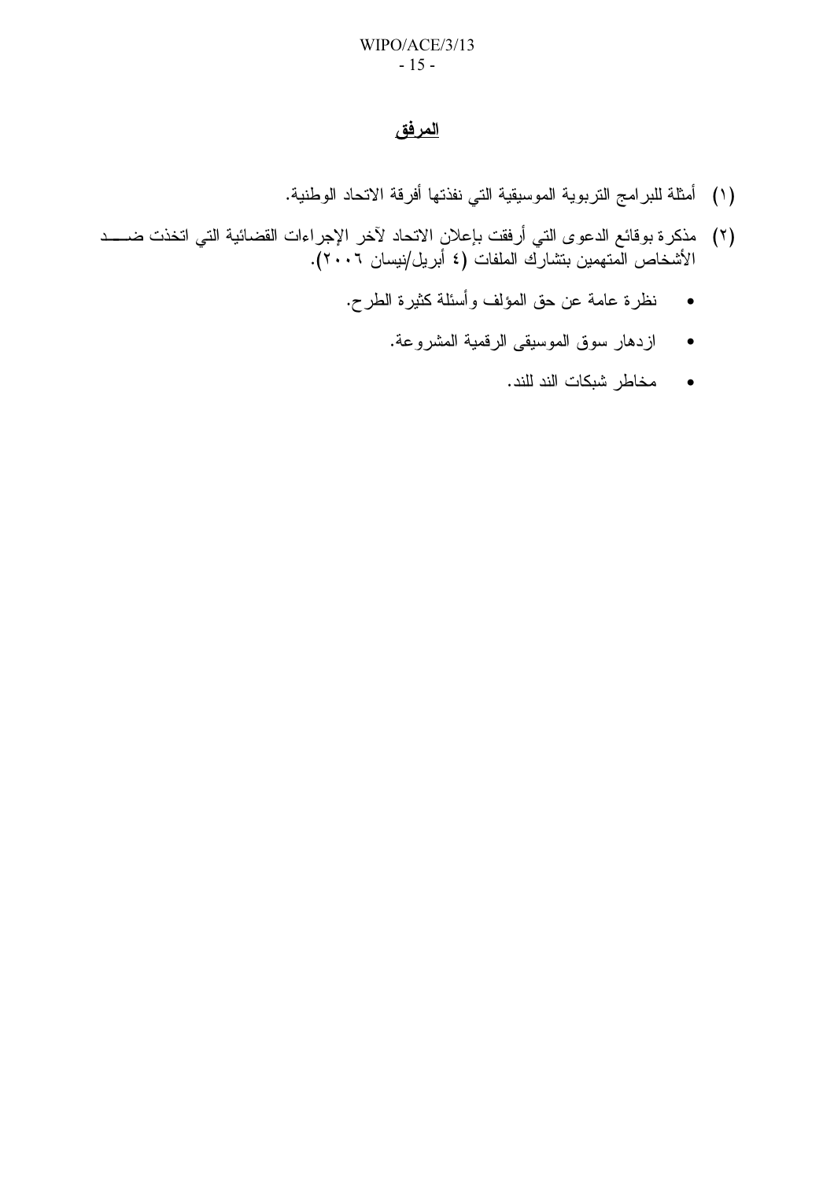## المرفق

(١) أمثلة للبرامج التربوية الموسيقية التي نفذتها أفرقة الاتحاد الوطنية.

(٢) مذكرة بوقائع الدعوى التي أرفقت بإعلان الاتحاد لآخر الإجراءات القضائية التي اتخذت ضد الأشخاص المتهمين بتشارك الملفات (٤ أبريل/نيسان ٢٠٠٦).

- نظرة عامة عن حق المؤلف وأسئلة كثيرة الطرح.
- ازدهار سوق الموسيقى الرقمية المشروعة.
- مخاطر شبكات الند للند.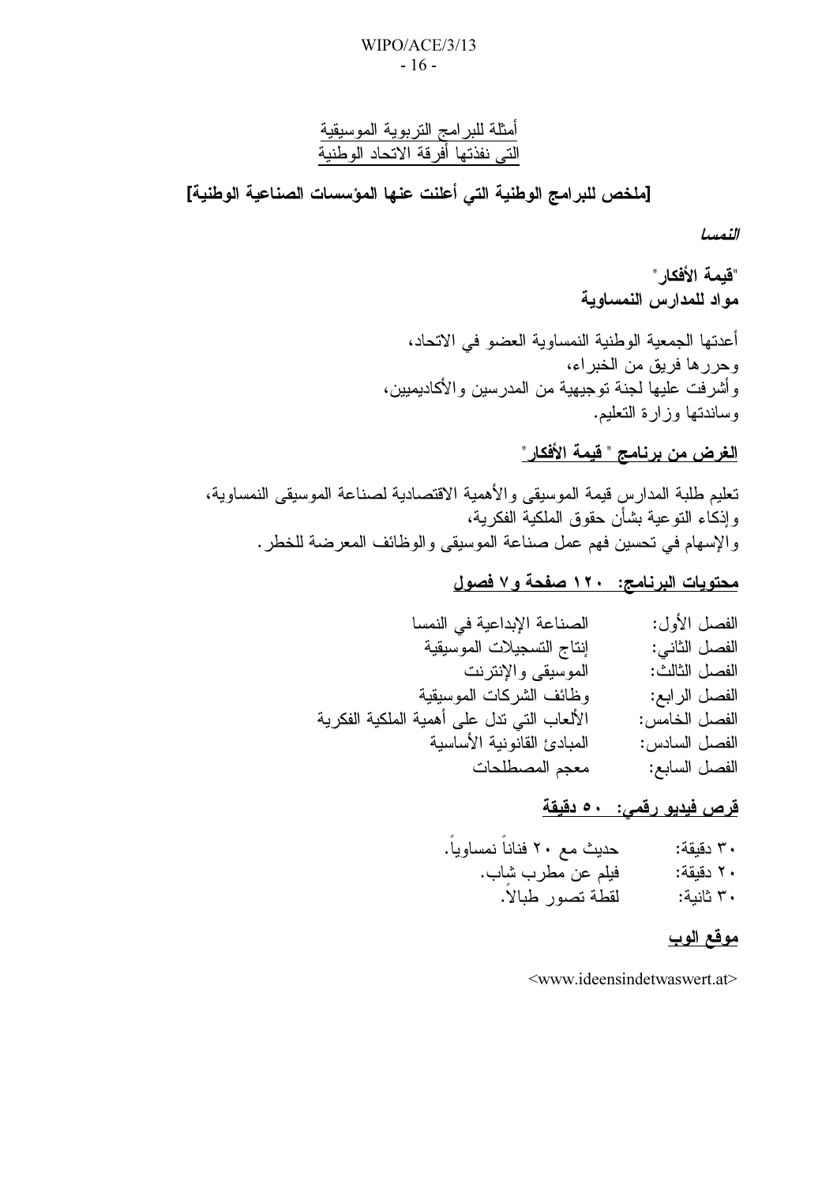<u>أمثلة للبرامج التربوية الموسيقية</u>
<u>التي نفذتها أفرقة الاتحاد الوطنية</u>

**[ملخص للبرامج الوطنية التي أعلنت عنها المؤسسات الصناعية الوطنية]**

***النمسا***

"**قيمة الأفكار**"
**مواد للمدارس النمساوية**

أعدتها الجمعية الوطنية النمساوية العضو في الاتحاد،
وحررها فريق من الخبراء،
وأشرفت عليها لجنة توجيهية من المدرسين والأكاديميين،
وساندتها وزارة التعليم.

**<u>الغرض من برنامج " قيمة الأفكار"</u>**

تعليم طلبة المدارس قيمة الموسيقى والأهمية الاقتصادية لصناعة الموسيقى النمساوية،
وإذكاء التوعية بشأن حقوق الملكية الفكرية،
والإسهام في تحسين فهم عمل صناعة الموسيقى والوظائف المعرضة للخطر.

**<u>محتويات البرنامج: ١٢٠ صفحة و٧ فصول</u>**

| | |
|---|---|
| الفصل الأول: | الصناعة الإبداعية في النمسا |
| الفصل الثاني: | إنتاج التسجيلات الموسيقية |
| الفصل الثالث: | الموسيقى والإنترنت |
| الفصل الرابع: | وظائف الشركات الموسيقية |
| الفصل الخامس: | الألعاب التي تدل على أهمية الملكية الفكرية |
| الفصل السادس: | المبادئ القانونية الأساسية |
| الفصل السابع: | معجم المصطلحات |

**<u>قرص فيديو رقمي: ٥٠ دقيقة</u>**

| | |
|---|---|
| ٣٠ دقيقة: | حديث مع ٢٠ فناناً نمساوياً. |
| ٢٠ دقيقة: | فيلم عن مطرب شاب. |
| ٣٠ ثانية: | لقطة تصور طبالاً. |

**<u>موقع الوب</u>**

<www.ideensindetwaswert.at>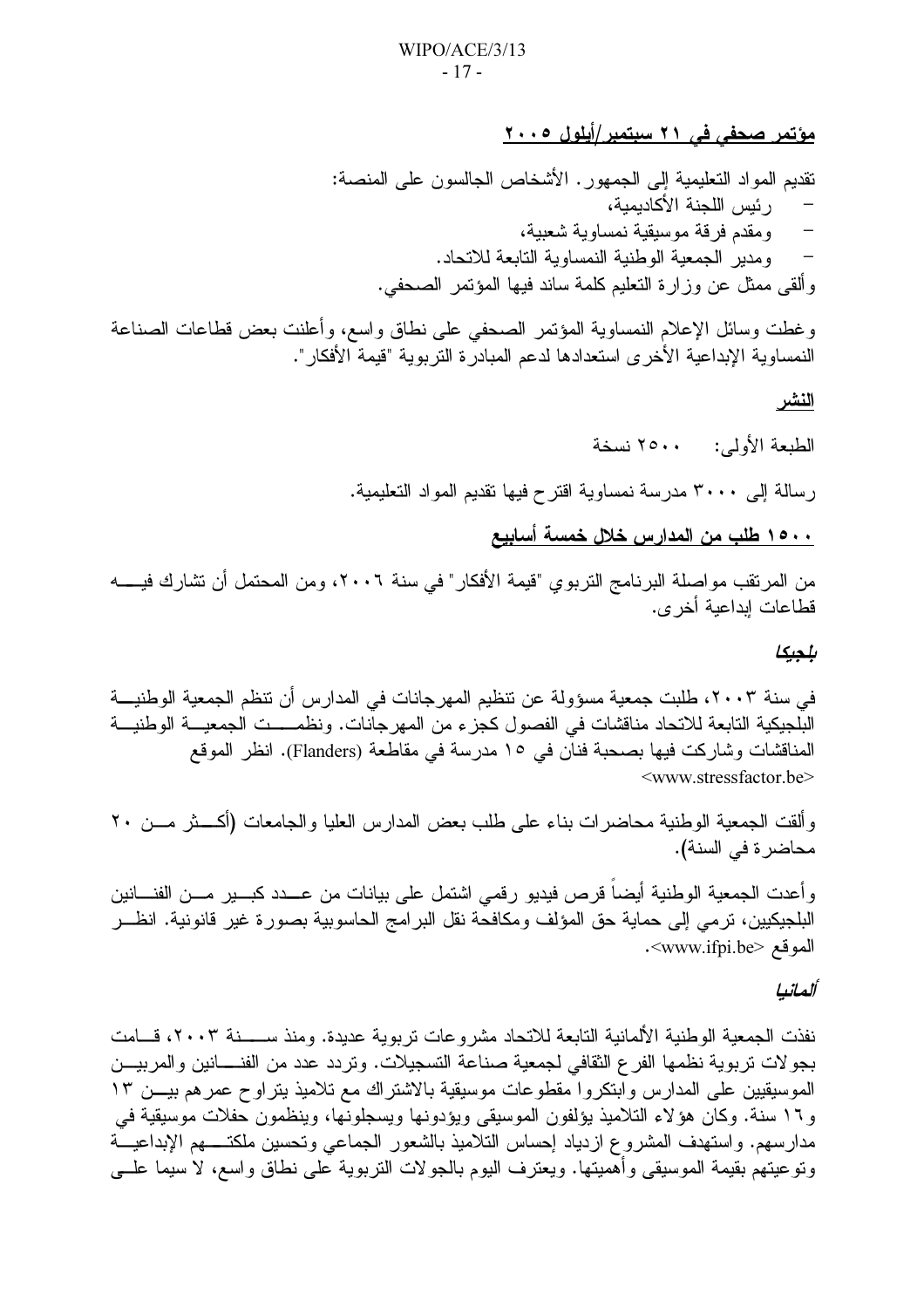**مؤتمر صحفي في ٢١ سبتمبر/أيلول ٢٠٠٥**

تقديم المواد التعليمية إلى الجمهور. الأشخاص الجالسون على المنصة:

- رئيس اللجنة الأكاديمية،
- ومقدم فرقة موسيقية نمساوية شعبية،
- ومدير الجمعية الوطنية النمساوية التابعة للاتحاد.

وألقى ممثل عن وزارة التعليم كلمة ساند فيها المؤتمر الصحفي.

وغطت وسائل الإعلام النمساوية المؤتمر الصحفي على نطاق واسع، وأعلنت بعض قطاعات الصناعة النمساوية الإبداعية الأخرى استعدادها لدعم المبادرة التربوية "قيمة الأفكار".

**النشر**

الطبعة الأولى: ٢٥٠٠ نسخة

رسالة إلى ٣٠٠٠ مدرسة نمساوية اقترح فيها تقديم المواد التعليمية.

**١٥٠٠ طلب من المدارس خلال خمسة أسابيع**

من المرتقب مواصلة البرنامج التربوي "قيمة الأفكار" في سنة ٢٠٠٦، ومن المحتمل أن تشارك فيه قطاعات إبداعية أخرى.

***بلجيكا***

في سنة ٢٠٠٣، طلبت جمعية مسؤولة عن تنظيم المهرجانات في المدارس أن تنظم الجمعية الوطنية البلجيكية التابعة للاتحاد مناقشات في الفصول كجزء من المهرجانات. ونظمت الجمعية الوطنية المناقشات وشاركت فيها بصحبة فنان في ١٥ مدرسة في مقاطعة (Flanders). انظر الموقع <www.stressfactor.be>

وألقت الجمعية الوطنية محاضرات بناء على طلب بعض المدارس العليا والجامعات (أكثر من ٢٠ محاضرة في السنة).

وأعدت الجمعية الوطنية أيضاً قرص فيديو رقمي اشتمل على بيانات من عدد كبير من الفنانين البلجيكيين، ترمي إلى حماية حق المؤلف ومكافحة نقل البرامج الحاسوبية بصورة غير قانونية. انظر الموقع <www.ifpi.be>.

***ألمانيا***

نفذت الجمعية الوطنية الألمانية التابعة للاتحاد مشروعات تربوية عديدة. ومنذ سنة ٢٠٠٣، قامت بجولات تربوية نظمها الفرع الثقافي لجمعية صناعة التسجيلات. وتردد عدد من الفنانين والمربين الموسيقيين على المدارس وابتكروا مقطوعات موسيقية بالاشتراك مع تلاميذ يتراوح عمرهم بين ١٣ و١٦ سنة. وكان هؤلاء التلاميذ يؤلفون الموسيقى ويؤدونها ويسجلونها، وينظمون حفلات موسيقية في مدارسهم. واستهدف المشروع ازدياد إحساس التلاميذ بالشعور الجماعي وتحسين ملكتهم الإبداعية وتوعيتهم بقيمة الموسيقى وأهميتها. ويعترف اليوم بالجولات التربوية على نطاق واسع، لا سيما على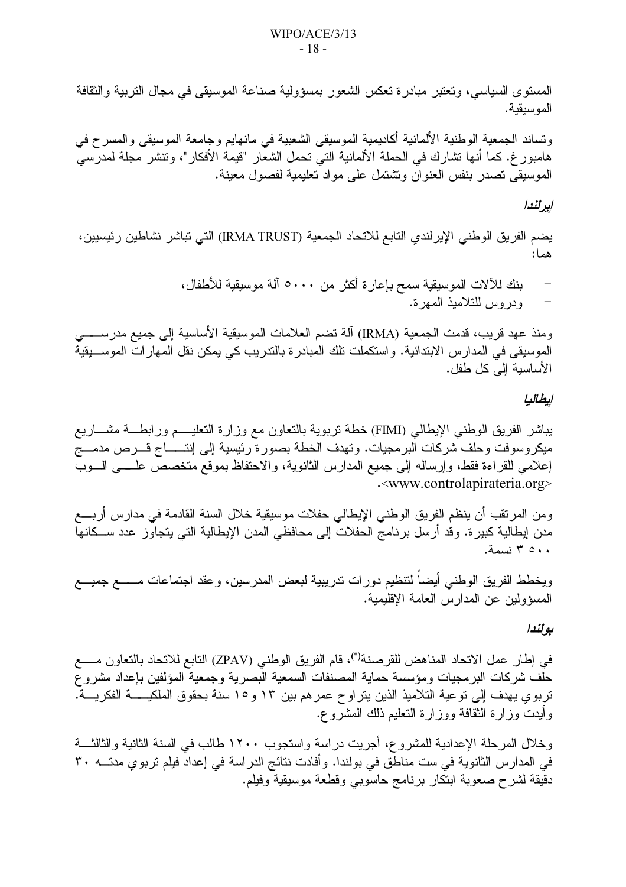المستوى السياسي، وتعتبر مبادرة تعكس الشعور بمسؤولية صناعة الموسيقى في مجال التربية والثقافة الموسيقية.

وتساند الجمعية الوطنية الألمانية أكاديمية الموسيقى الشعبية في مانهايم وجامعة الموسيقى والمسرح في هامبورغ. كما أنها تشارك في الحملة الألمانية التي تحمل الشعار "قيمة الأفكار"، وتنشر مجلة لمدرسي الموسيقى تصدر بنفس العنوان وتشتمل على مواد تعليمية لفصول معينة.

***إيرلندا***

يضم الفريق الوطني الإيرلندي التابع للاتحاد الجمعية (IRMA TRUST) التي تباشر نشاطين رئيسيين، هما:

- بنك للآلات الموسيقية سمح بإعارة أكثر من ٥٠٠٠ آلة موسيقية للأطفال،
- ودروس للتلاميذ المهرة.

ومنذ عهد قريب، قدمت الجمعية (IRMA) آلة تضم العلامات الموسيقية الأساسية إلى جميع مدرسي الموسيقى في المدارس الابتدائية. واستكملت تلك المبادرة بالتدريب كي يمكن نقل المهارات الموسيقية الأساسية إلى كل طفل.

***إيطاليا***

يباشر الفريق الوطني الإيطالي (FIMI) خطة تربوية بالتعاون مع وزارة التعليم ورابطة مشاريع ميكروسوفت وحلف شركات البرمجيات. وتهدف الخطة بصورة رئيسية إلى إنتاج قرص مدمج إعلامي للقراءة فقط، وإرساله إلى جميع المدارس الثانوية، والاحتفاظ بموقع متخصص على الوب .<www.controlapirateria.org>

ومن المرتقب أن ينظم الفريق الوطني الإيطالي حفلات موسيقية خلال السنة القادمة في مدارس أربع مدن إيطالية كبيرة. وقد أرسل برنامج الحفلات إلى محافظي المدن الإيطالية التي يتجاوز عدد سكانها ٥٠٠ ٣ نسمة.

ويخطط الفريق الوطني أيضاً لتنظيم دورات تدريبية لبعض المدرسين، وعقد اجتماعات مع جميع المسؤولين عن المدارس العامة الإقليمية.

***بولندا***

في إطار عمل الاتحاد المناهض للقرصنة(*)، قام الفريق الوطني (ZPAV) التابع للاتحاد بالتعاون مع حلف شركات البرمجيات ومؤسسة حماية المصنفات السمعية البصرية وجمعية المؤلفين بإعداد مشروع تربوي يهدف إلى توعية التلاميذ الذين يتراوح عمرهم بين ١٣ و١٥ سنة بحقوق الملكية الفكرية. وأيدت وزارة الثقافة ووزارة التعليم ذلك المشروع.

وخلال المرحلة الإعدادية للمشروع، أجريت دراسة واستجوب ١٢٠٠ طالب في السنة الثانية والثالثة في المدارس الثانوية في ست مناطق في بولندا. وأفادت نتائج الدراسة في إعداد فيلم تربوي مدته ٣٠ دقيقة لشرح صعوبة ابتكار برنامج حاسوبي وقطعة موسيقية وفيلم.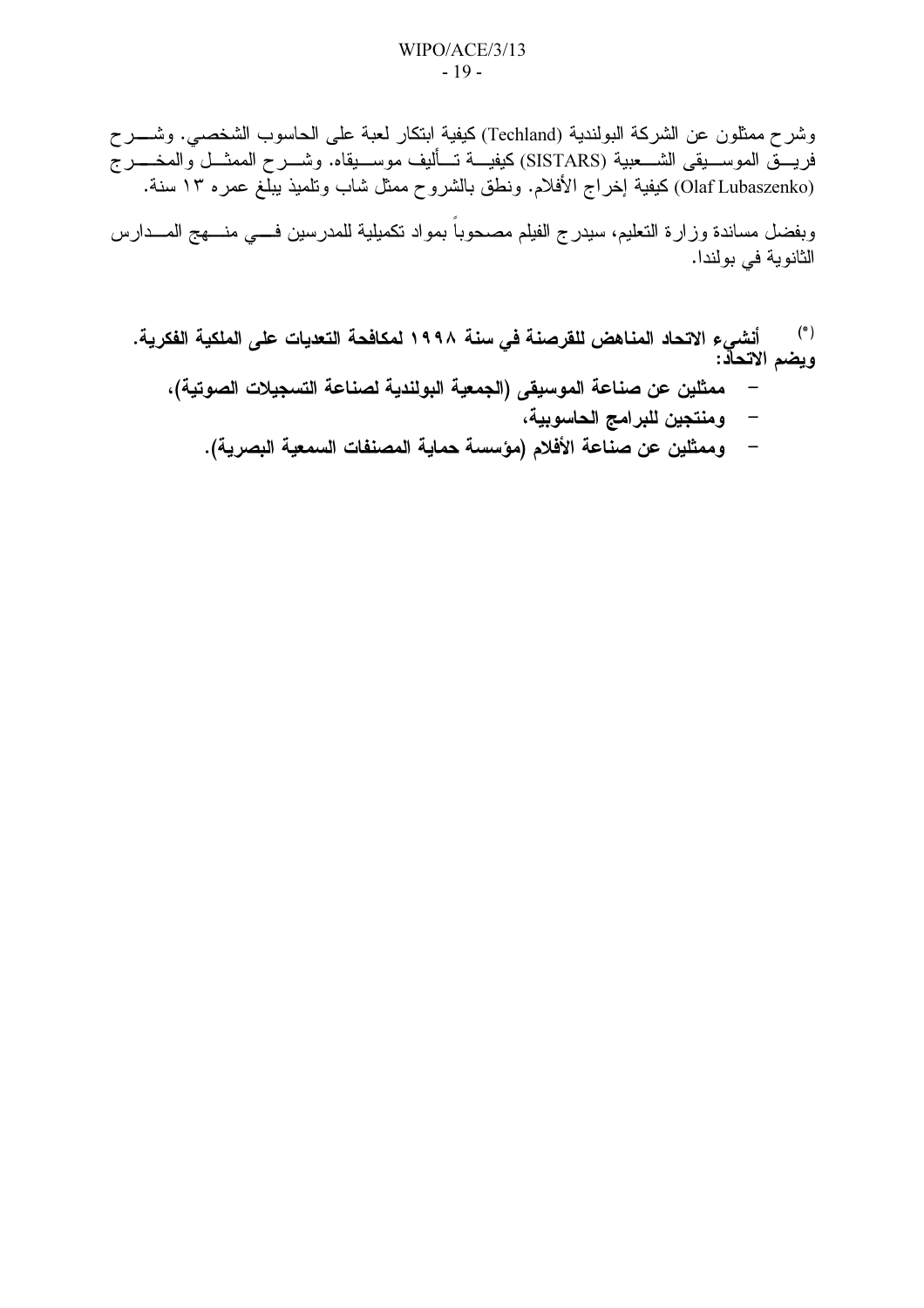وشرح ممثلون عن الشركة البولندية (Techland) كيفية ابتكار لعبة على الحاسوب الشخصي. وشرح فريق الموسيقى الشعبية (SISTARS) كيفية تأليف موسيقاه. وشرح الممثل والمخرج (Olaf Lubaszenko) كيفية إخراج الأفلام. ونطق بالشروح ممثل شاب وتلميذ يبلغ عمره ١٣ سنة.

وبفضل مساندة وزارة التعليم، سيدرج الفيلم مصحوباً بمواد تكميلية للمدرسين في منهج المدارس الثانوية في بولندا.

**(*) أنشيء الاتحاد المناهض للقرصنة في سنة ١٩٩٨ لمكافحة التعديات على الملكية الفكرية. ويضم الاتحاد:**

- **ممثلين عن صناعة الموسيقى (الجمعية البولندية لصناعة التسجيلات الصوتية)،**
- **ومنتجين للبرامج الحاسوبية،**
- **وممثلين عن صناعة الأفلام (مؤسسة حماية المصنفات السمعية البصرية).**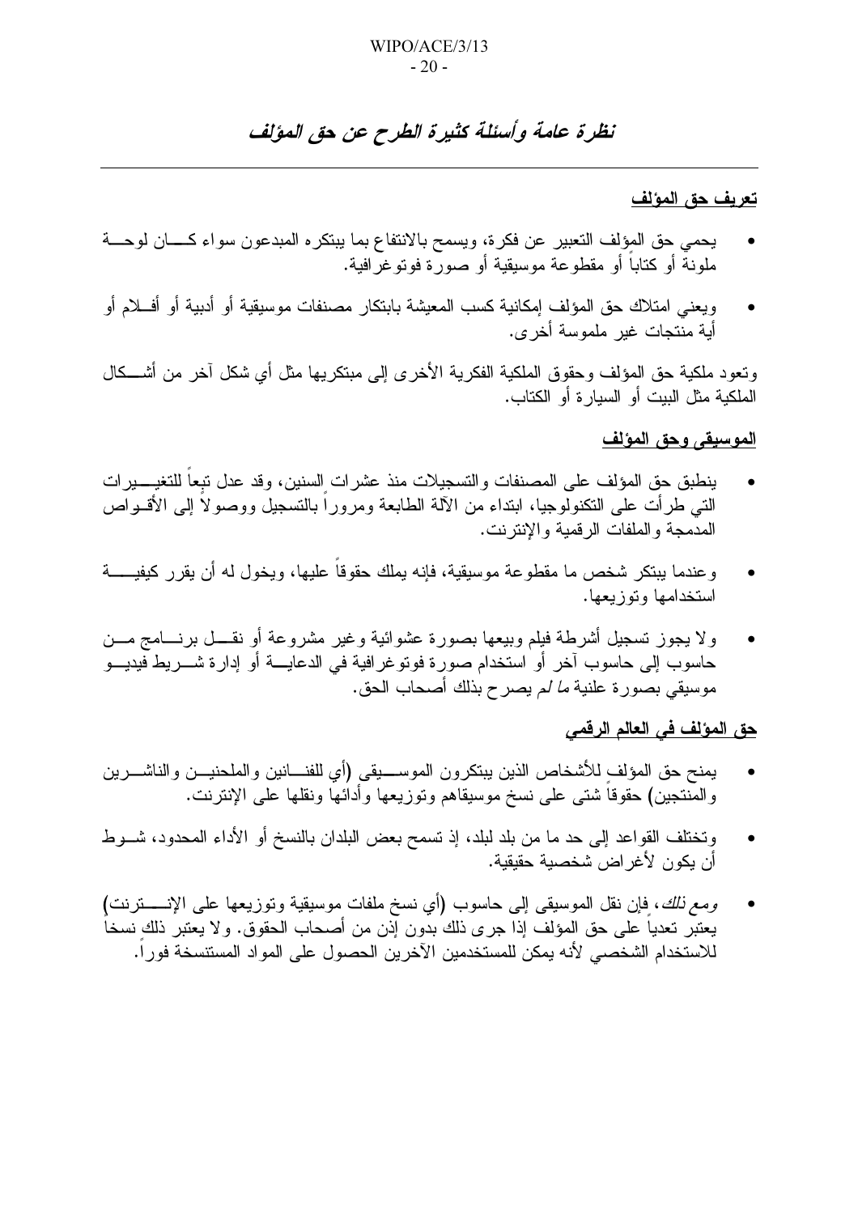# *نظرة عامة وأسئلة كثيرة الطرح عن حق المؤلف*

---

## تعريف حق المؤلف

- يحمي حق المؤلف التعبير عن فكرة، ويسمح بالانتفاع بما يبتكره المبدعون سواء كان لوحة ملونة أو كتاباً أو مقطوعة موسيقية أو صورة فوتوغرافية.
- ويعني امتلاك حق المؤلف إمكانية كسب المعيشة بابتكار مصنفات موسيقية أو أدبية أو أفلام أو أية منتجات غير ملموسة أخرى.

وتعود ملكية حق المؤلف وحقوق الملكية الفكرية الأخرى إلى مبتكريها مثل أي شكل آخر من أشكال الملكية مثل البيت أو السيارة أو الكتاب.

## الموسيقى وحق المؤلف

- ينطبق حق المؤلف على المصنفات والتسجيلات منذ عشرات السنين، وقد عدل تبعاً للتغييرات التي طرأت على التكنولوجيا، ابتداء من الآلة الطابعة ومروراً بالتسجيل ووصولاً إلى الأقراص المدمجة والملفات الرقمية والإنترنت.
- وعندما يبتكر شخص ما مقطوعة موسيقية، فإنه يملك حقوقاً عليها، ويخول له أن يقرر كيفية استخدامها وتوزيعها.
- ولا يجوز تسجيل أشرطة فيلم وبيعها بصورة عشوائية وغير مشروعة أو نقل برنامج من حاسوب إلى حاسوب آخر أو استخدام صورة فوتوغرافية في الدعاية أو إدارة شريط فيديو موسيقي بصورة علنية *ما لم* يصرح بذلك أصحاب الحق.

## حق المؤلف في العالم الرقمي

- يمنح حق المؤلف للأشخاص الذين يبتكرون الموسيقى (أي للفنانين والملحنين والناشرين والمنتجين) حقوقاً شتى على نسخ موسيقاهم وتوزيعها وأدائها ونقلها على الإنترنت.
- وتختلف القواعد إلى حد ما من بلد لبلد، إذ تسمح بعض البلدان بالنسخ أو الأداء المحدود، شرط أن يكون لأغراض شخصية حقيقية.
- *ومع ذلك*، فإن نقل الموسيقى إلى حاسوب (أي نسخ ملفات موسيقية وتوزيعها على الإنترنت) يعتبر تعدياً على حق المؤلف إذا جرى ذلك بدون إذن من أصحاب الحقوق. ولا يعتبر ذلك نسخاً للاستخدام الشخصي لأنه يمكن للمستخدمين الآخرين الحصول على المواد المستنسخة فوراً.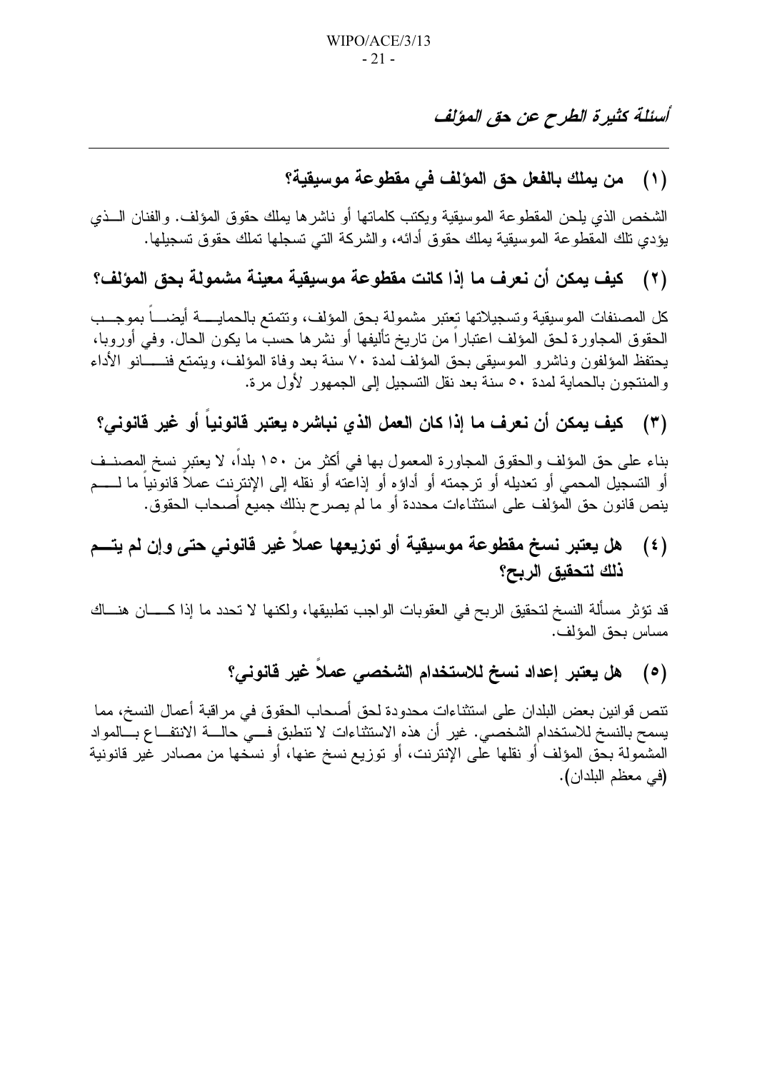*أسئلة كثيرة الطرح عن حق المؤلف*

### (١) من يملك بالفعل حق المؤلف في مقطوعة موسيقية؟

الشخص الذي يلحن المقطوعة الموسيقية ويكتب كلماتها أو ناشرها يملك حقوق المؤلف. والفنان الذي يؤدي تلك المقطوعة الموسيقية يملك حقوق أدائه، والشركة التي تسجلها تملك حقوق تسجيلها.

### (٢) كيف يمكن أن نعرف ما إذا كانت مقطوعة موسيقية معينة مشمولة بحق المؤلف؟

كل المصنفات الموسيقية وتسجيلاتها تعتبر مشمولة بحق المؤلف، وتتمتع بالحماية أيضاً بموجب الحقوق المجاورة لحق المؤلف اعتباراً من تاريخ تأليفها أو نشرها حسب ما يكون الحال. وفي أوروبا، يحتفظ المؤلفون وناشرو الموسيقى بحق المؤلف لمدة ٧٠ سنة بعد وفاة المؤلف، ويتمتع فنانو الأداء والمنتجون بالحماية لمدة ٥٠ سنة بعد نقل التسجيل إلى الجمهور لأول مرة.

### (٣) كيف يمكن أن نعرف ما إذا كان العمل الذي نباشره يعتبر قانونياً أو غير قانوني؟

بناء على حق المؤلف والحقوق المجاورة المعمول بها في أكثر من ١٥٠ بلداً، لا يعتبر نسخ المصنف أو التسجيل المحمي أو تعديله أو ترجمته أو أداؤه أو إذاعته أو نقله إلى الإنترنت عملاً قانونياً ما لم ينص قانون حق المؤلف على استثناءات محددة أو ما لم يصرح بذلك جميع أصحاب الحقوق.

### (٤) هل يعتبر نسخ مقطوعة موسيقية أو توزيعها عملاً غير قانوني حتى وإن لم يتم ذلك لتحقيق الربح؟

قد تؤثر مسألة النسخ لتحقيق الربح في العقوبات الواجب تطبيقها، ولكنها لا تحدد ما إذا كان هناك مساس بحق المؤلف.

### (٥) هل يعتبر إعداد نسخ للاستخدام الشخصي عملاً غير قانوني؟

تنص قوانين بعض البلدان على استثناءات محدودة لحق أصحاب الحقوق في مراقبة أعمال النسخ، مما يسمح بالنسخ للاستخدام الشخصي. غير أن هذه الاستثناءات لا تنطبق في حالة الانتفاع بالمواد المشمولة بحق المؤلف أو نقلها على الإنترنت، أو توزيع نسخ عنها، أو نسخها من مصادر غير قانونية (في معظم البلدان).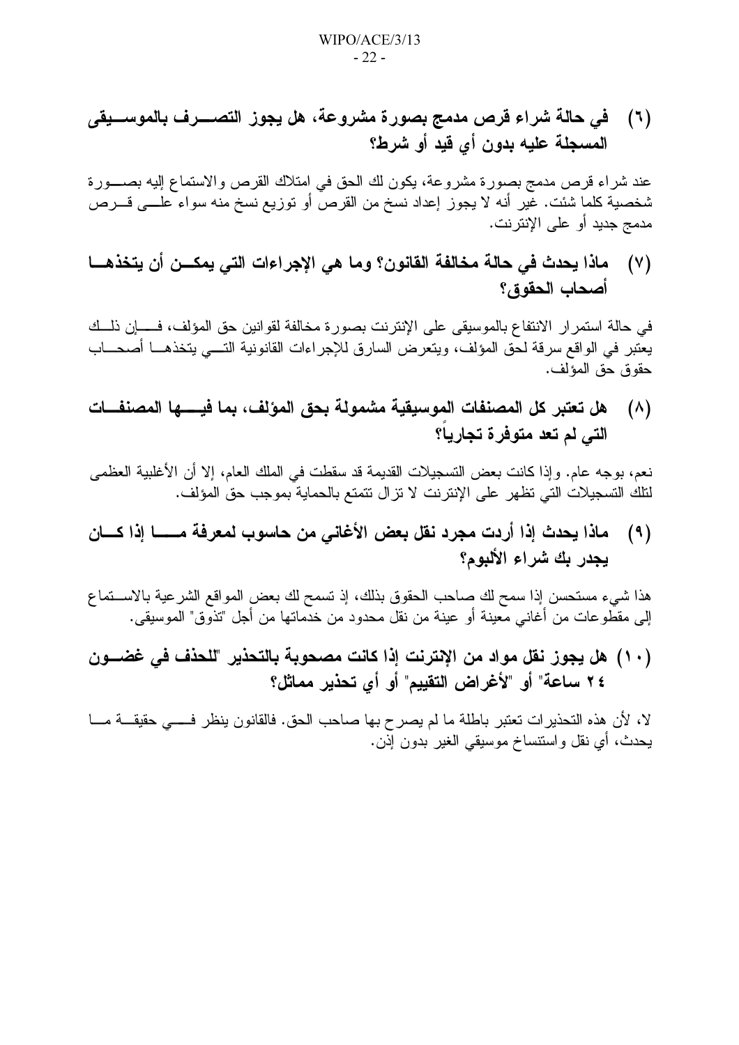### (٦) في حالة شراء قرص مدمج بصورة مشروعة، هل يجوز التصرف بالموسيقى المسجلة عليه بدون أي قيد أو شرط؟

عند شراء قرص مدمج بصورة مشروعة، يكون لك الحق في امتلاك القرص والاستماع إليه بصورة شخصية كلما شئت. غير أنه لا يجوز إعداد نسخ من القرص أو توزيع نسخ منه سواء على قرص مدمج جديد أو على الإنترنت.

### (٧) ماذا يحدث في حالة مخالفة القانون؟ وما هي الإجراءات التي يمكن أن يتخذها أصحاب الحقوق؟

في حالة استمرار الانتفاع بالموسيقى على الإنترنت بصورة مخالفة لقوانين حق المؤلف، فإن ذلك يعتبر في الواقع سرقة لحق المؤلف، ويتعرض السارق للإجراءات القانونية التي يتخذها أصحاب حقوق حق المؤلف.

### (٨) هل تعتبر كل المصنفات الموسيقية مشمولة بحق المؤلف، بما فيها المصنفات التي لم تعد متوفرة تجارياً؟

نعم، بوجه عام. وإذا كانت بعض التسجيلات القديمة قد سقطت في الملك العام، إلا أن الأغلبية العظمى لتلك التسجيلات التي تظهر على الإنترنت لا تزال تتمتع بالحماية بموجب حق المؤلف.

### (٩) ماذا يحدث إذا أردت مجرد نقل بعض الأغاني من حاسوب لمعرفة ما إذا كان يجدر بك شراء الألبوم؟

هذا شيء مستحسن إذا سمح لك صاحب الحقوق بذلك، إذ تسمح لك بعض المواقع الشرعية بالاستماع إلى مقطوعات من أغاني معينة أو عينة من نقل محدود من خدماتها من أجل "تذوق" الموسيقى.

### (١٠) هل يجوز نقل مواد من الإنترنت إذا كانت مصحوبة بالتحذير "للحذف في غضون ٢٤ ساعة" أو "لأغراض التقييم" أو أي تحذير مماثل؟

لا، لأن هذه التحذيرات تعتبر باطلة ما لم يصرح بها صاحب الحق. فالقانون ينظر في حقيقة ما يحدث، أي نقل واستنساخ موسيقي الغير بدون إذن.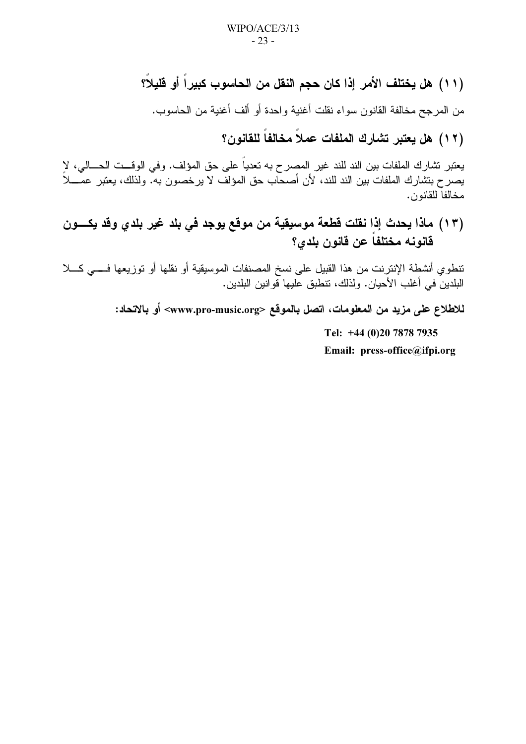### (١١) هل يختلف الأمر إذا كان حجم النقل من الحاسوب كبيراً أو قليلاً؟

من المرجح مخالفة القانون سواء نقلت أغنية واحدة أو ألف أغنية من الحاسوب.

### (١٢) هل يعتبر تشارك الملفات عملاً مخالفاً للقانون؟

يعتبر تشارك الملفات بين الند للند غير المصرح به تعدياً على حق المؤلف. وفي الوقت الحالي، لا يصرح بتشارك الملفات بين الند للند، لأن أصحاب حق المؤلف لا يرخصون به. ولذلك، يعتبر عملاً مخالفا للقانون.

### (١٣) ماذا يحدث إذا نقلت قطعة موسيقية من موقع يوجد في بلد غير بلدي وقد يكون قانونه مختلفاً عن قانون بلدي؟

تنطوي أنشطة الإنترنت من هذا القبيل على نسخ المصنفات الموسيقية أو نقلها أو توزيعها في كلا البلدين في أغلب الأحيان. ولذلك، تنطبق عليها قوانين البلدين.

**للاطلاع على مزيد من المعلومات، اتصل بالموقع <www.pro-music.org> أو بالاتحاد:**

**Tel: +44 (0)20 7878 7935**

**Email: press-office@ifpi.org**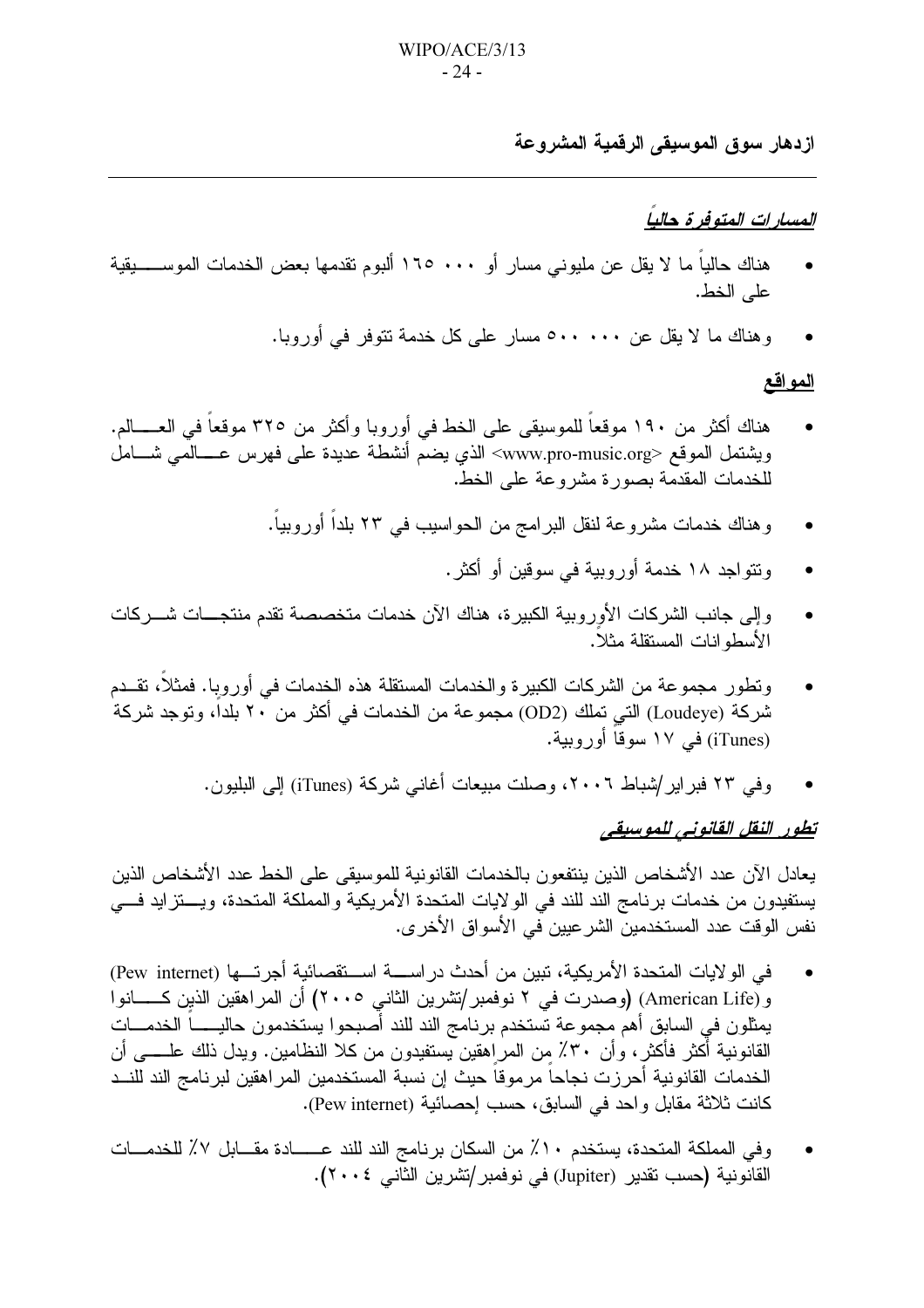## ازدهار سوق الموسيقى الرقمية المشروعة

---

***المسارات المتوفرة حالياً***

- هناك حالياً ما لا يقل عن مليوني مسار أو ١٦٥ ٠٠٠ ألبوم تقدمها بعض الخدمات الموسيقية على الخط.
- وهناك ما لا يقل عن ٥٠٠ ٠٠٠ مسار على كل خدمة تتوفر في أوروبا.

**المواقع**

- هناك أكثر من ١٩٠ موقعاً للموسيقى على الخط في أوروبا وأكثر من ٣٢٥ موقعاً في العالم. ويشتمل الموقع <www.pro-music.org> الذي يضم أنشطة عديدة على فهرس عالمي شامل للخدمات المقدمة بصورة مشروعة على الخط.
- وهناك خدمات مشروعة لنقل البرامج من الحواسيب في ٢٣ بلداً أوروبياً.
- وتتواجد ١٨ خدمة أوروبية في سوقين أو أكثر.
- وإلى جانب الشركات الأوروبية الكبيرة، هناك الآن خدمات متخصصة تقدم منتجات شركات الأسطوانات المستقلة مثلاً.
- وتطور مجموعة من الشركات الكبيرة والخدمات المستقلة هذه الخدمات في أوروبا. فمثلاً، تقدم شركة (Loudeye) التي تملك (OD2) مجموعة من الخدمات في أكثر من ٢٠ بلداً، وتوجد شركة (iTunes) في ١٧ سوقاً أوروبية.
- وفي ٢٣ فبراير/شباط ٢٠٠٦، وصلت مبيعات أغاني شركة (iTunes) إلى البليون.

***تطور النقل القانوني للموسيقى***

يعادل الآن عدد الأشخاص الذين ينتفعون بالخدمات القانونية للموسيقى على الخط عدد الأشخاص الذين يستفيدون من خدمات برنامج الند للند في الولايات المتحدة الأمريكية والمملكة المتحدة، ويتزايد في نفس الوقت عدد المستخدمين الشرعيين في الأسواق الأخرى.

- في الولايات المتحدة الأمريكية، تبين من أحدث دراسة استقصائية أجرتها (Pew internet) و(American Life) (وصدرت في ٢ نوفمبر/تشرين الثاني ٢٠٠٥) أن المراهقين الذين كانوا يمثلون في السابق أهم مجموعة تستخدم برنامج الند للند أصبحوا يستخدمون حالياً الخدمات القانونية أكثر فأكثر، وأن ٣٠٪ من المراهقين يستفيدون من كلا النظامين. ويدل ذلك على أن الخدمات القانونية أحرزت نجاحاً مرموقاً حيث إن نسبة المستخدمين المراهقين لبرنامج الند للند كانت ثلاثة مقابل واحد في السابق، حسب إحصائية (Pew internet).
- وفي المملكة المتحدة، يستخدم ١٠٪ من السكان برنامج الند للند عادة مقابل ٧٪ للخدمات القانونية (حسب تقدير (Jupiter) في نوفمبر/تشرين الثاني ٢٠٠٤).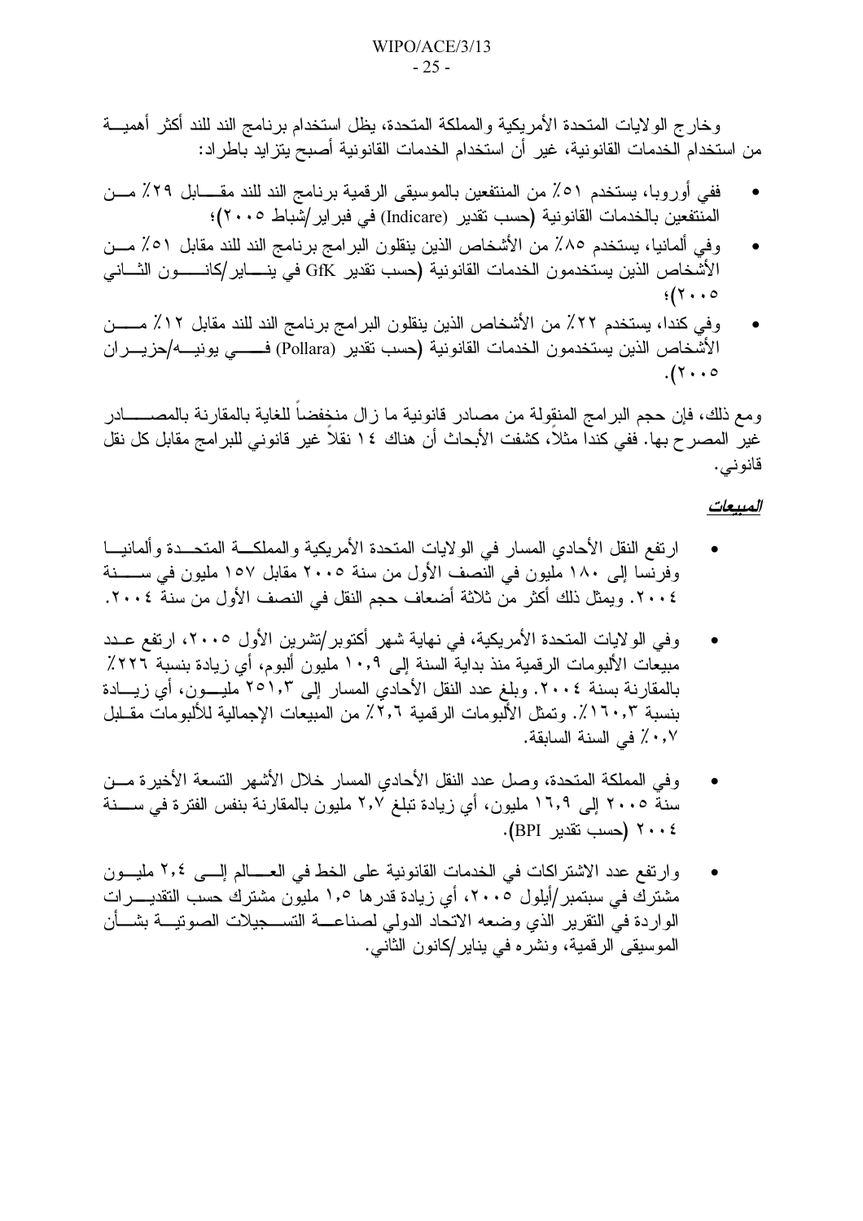وخارج الولايات المتحدة الأمريكية والمملكة المتحدة، يظل استخدام برنامج الند للند أكثر أهمية من استخدام الخدمات القانونية، غير أن استخدام الخدمات القانونية أصبح يتزايد باطراد:

- ففي أوروبا، يستخدم ٥١٪ من المنتفعين بالموسيقى الرقمية برنامج الند للند مقابل ٢٩٪ من المنتفعين بالخدمات القانونية (حسب تقدير (Indicare) في فبراير/شباط ٢٠٠٥)؛
- وفي ألمانيا، يستخدم ٨٥٪ من الأشخاص الذين ينقلون البرامج برنامج الند للند مقابل ٥١٪ من الأشخاص الذين يستخدمون الخدمات القانونية (حسب تقدير GfK في يناير/كانون الثاني ٢٠٠٥)؛
- وفي كندا، يستخدم ٢٢٪ من الأشخاص الذين ينقلون البرامج برنامج الند للند مقابل ١٢٪ من الأشخاص الذين يستخدمون الخدمات القانونية (حسب تقدير (Pollara) في يونيه/حزيران ٢٠٠٥).

ومع ذلك، فإن حجم البرامج المنقولة من مصادر قانونية ما زال منخفضاً للغاية بالمقارنة بالمصادر غير المصرح بها. ففي كندا مثلاً، كشفت الأبحاث أن هناك ١٤ نقلاً غير قانوني للبرامج مقابل كل نقل قانوني.

***<u>المبيعات</u>***

- ارتفع النقل الأحادي المسار في الولايات المتحدة الأمريكية والمملكة المتحدة وألمانيا وفرنسا إلى ١٨٠ مليون في النصف الأول من سنة ٢٠٠٥ مقابل ١٥٧ مليون في سنة ٢٠٠٤. ويمثل ذلك أكثر من ثلاثة أضعاف حجم النقل في النصف الأول من سنة ٢٠٠٤.

- وفي الولايات المتحدة الأمريكية، في نهاية شهر أكتوبر/تشرين الأول ٢٠٠٥، ارتفع عدد مبيعات الألبومات الرقمية منذ بداية السنة إلى ١٠,٩ مليون ألبوم، أي زيادة بنسبة ٢٢٦٪ بالمقارنة بسنة ٢٠٠٤. وبلغ عدد النقل الأحادي المسار إلى ٢٥١,٣ مليون، أي زيادة بنسبة ١٦٠,٣٪. وتمثل الألبومات الرقمية ٢,٦٪ من المبيعات الإجمالية للألبومات مقابل ٠,٧٪ في السنة السابقة.

- وفي المملكة المتحدة، وصل عدد النقل الأحادي المسار خلال الأشهر التسعة الأخيرة من سنة ٢٠٠٥ إلى ١٦,٩ مليون، أي زيادة تبلغ ٢,٧ مليون بالمقارنة بنفس الفترة في سنة ٢٠٠٤ (حسب تقدير BPI).

- وارتفع عدد الاشتراكات في الخدمات القانونية على الخط في العالم إلى ٢,٤ مليون مشترك في سبتمبر/أيلول ٢٠٠٥، أي زيادة قدرها ١,٥ مليون مشترك حسب التقديرات الواردة في التقرير الذي وضعه الاتحاد الدولي لصناعة التسجيلات الصوتية بشأن الموسيقى الرقمية، ونشره في يناير/كانون الثاني.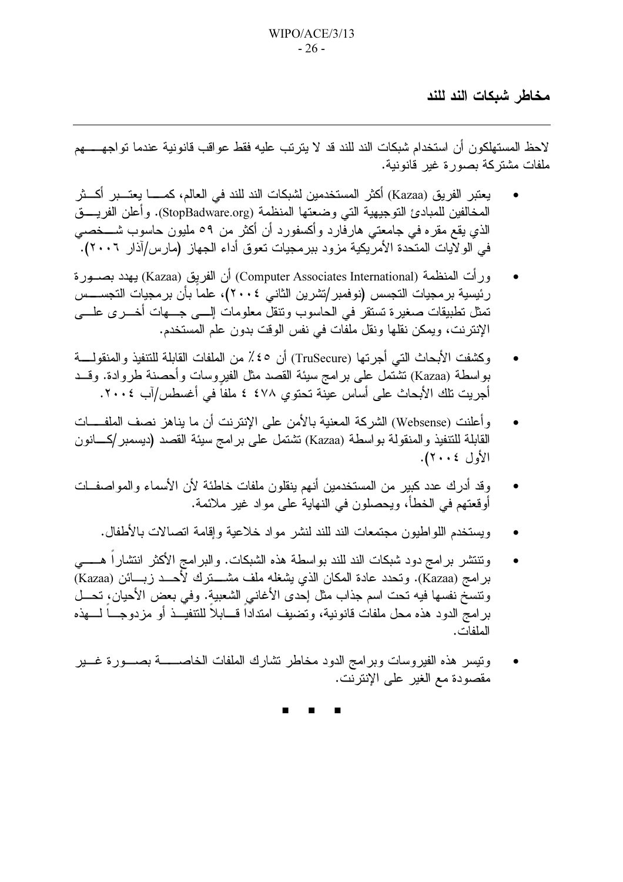## مخاطر شبكات الند للند

---

لاحظ المستهلكون أن استخدام شبكات الند للند قد لا يترتب عليه فقط عواقب قانونية عندما تواجههم ملفات مشتركة بصورة غير قانونية.

- يعتبر الفريق (Kazaa) أكثر المستخدمين لشبكات الند للند في العالم، كما يعتبر أكثر المخالفين للمبادئ التوجيهية التي وضعتها المنظمة (StopBadware.org). وأعلن الفريق الذي يقع مقره في جامعتي هارفارد وأكسفورد أن أكثر من ٥٩ مليون حاسوب شخصي في الولايات المتحدة الأمريكية مزود ببرمجيات تعوق أداء الجهاز (مارس/آذار ٢٠٠٦).
- ورأت المنظمة (Computer Associates International) أن الفريق (Kazaa) يهدد بصورة رئيسية برمجيات التجسس (نوفمبر/تشرين الثاني ٢٠٠٤)، علماً بأن برمجيات التجسس تمثل تطبيقات صغيرة تستقر في الحاسوب وتنقل معلومات إلى جهات أخرى على الإنترنت، ويمكن نقلها ونقل ملفات في نفس الوقت بدون علم المستخدم.
- وكشفت الأبحاث التي أجرتها (TruSecure) أن ٤٥٪ من الملفات القابلة للتنفيذ والمنقولة بواسطة (Kazaa) تشتمل على برامج سيئة القصد مثل الفيروسات وأحصنة طروادة. وقد أجريت تلك الأبحاث على أساس عينة تحتوي ٤ ٤٧٨ ملفاً في أغسطس/آب ٢٠٠٤.
- وأعلنت (Websense) الشركة المعنية بالأمن على الإنترنت أن ما يناهز نصف الملفات القابلة للتنفيذ والمنقولة بواسطة (Kazaa) تشتمل على برامج سيئة القصد (ديسمبر/كانون الأول ٢٠٠٤).
- وقد أدرك عدد كبير من المستخدمين أنهم ينقلون ملفات خاطئة لأن الأسماء والمواصفات أوقعتهم في الخطأ، ويحصلون في النهاية على مواد غير ملائمة.
- ويستخدم اللواطيون مجتمعات الند للند لنشر مواد خلاعية وإقامة اتصالات بالأطفال.
- وتنتشر برامج دود شبكات الند للند بواسطة هذه الشبكات. والبرامج الأكثر انتشاراً هي برامج (Kazaa). وتحدد عادة المكان الذي يشغله ملف مشترك لأحد زبائن (Kazaa) وتنسخ نفسها فيه تحت اسم جذاب مثل إحدى الأغاني الشعبية. وفي بعض الأحيان، تحل برامج الدود هذه محل ملفات قانونية، وتضيف امتداداً قابلاً للتنفيذ أو مزدوجاً لهذه الملفات.
- وتيسر هذه الفيروسات وبرامج الدود مخاطر تشارك الملفات الخاصة بصورة غير مقصودة مع الغير على الإنترنت.

■ ■ ■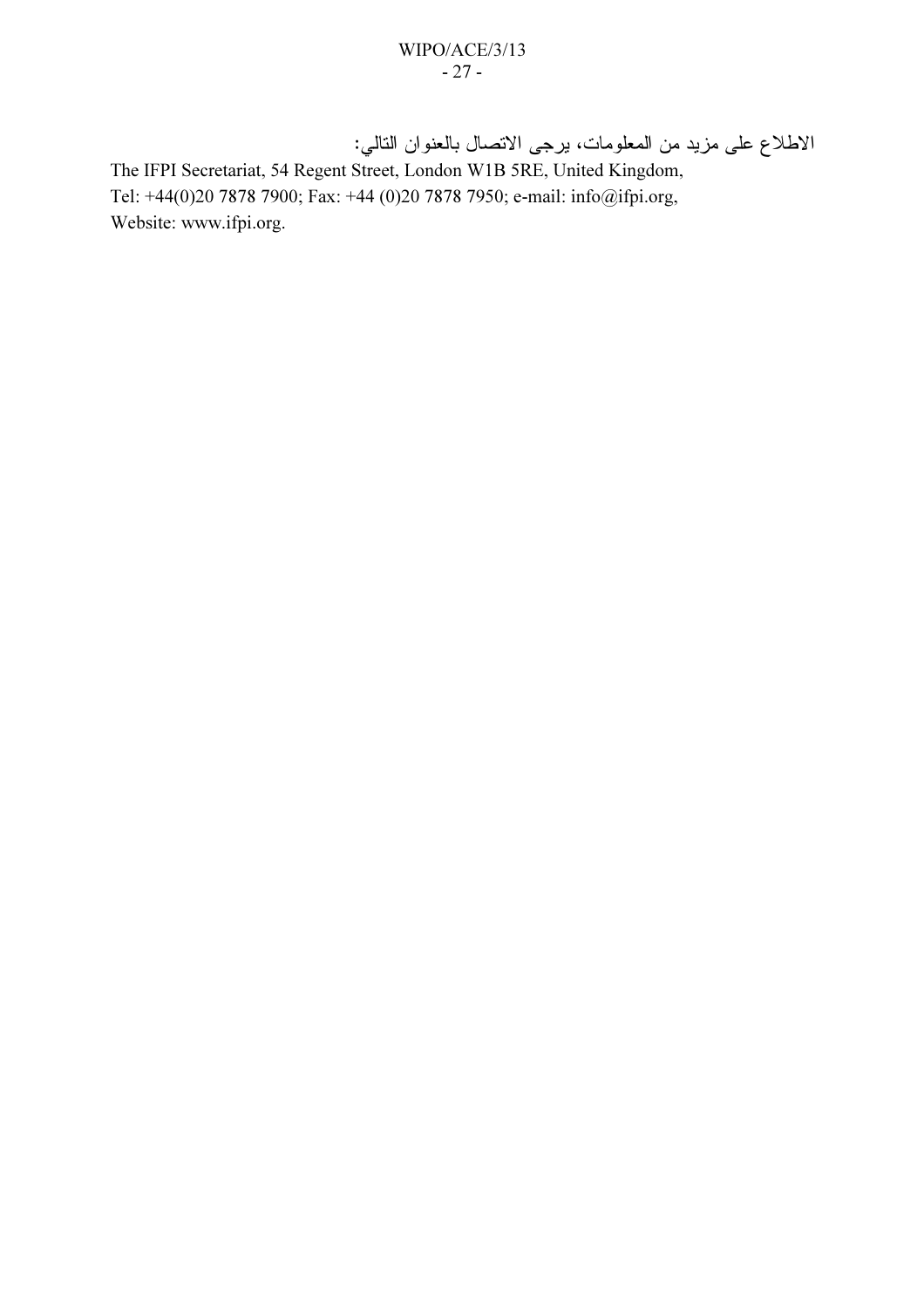الاطلاع على مزيد من المعلومات، يرجى الاتصال بالعنوان التالي:

The IFPI Secretariat, 54 Regent Street, London W1B 5RE, United Kingdom,
Tel: +44(0)20 7878 7900; Fax: +44 (0)20 7878 7950; e-mail: info@ifpi.org,
Website: www.ifpi.org.